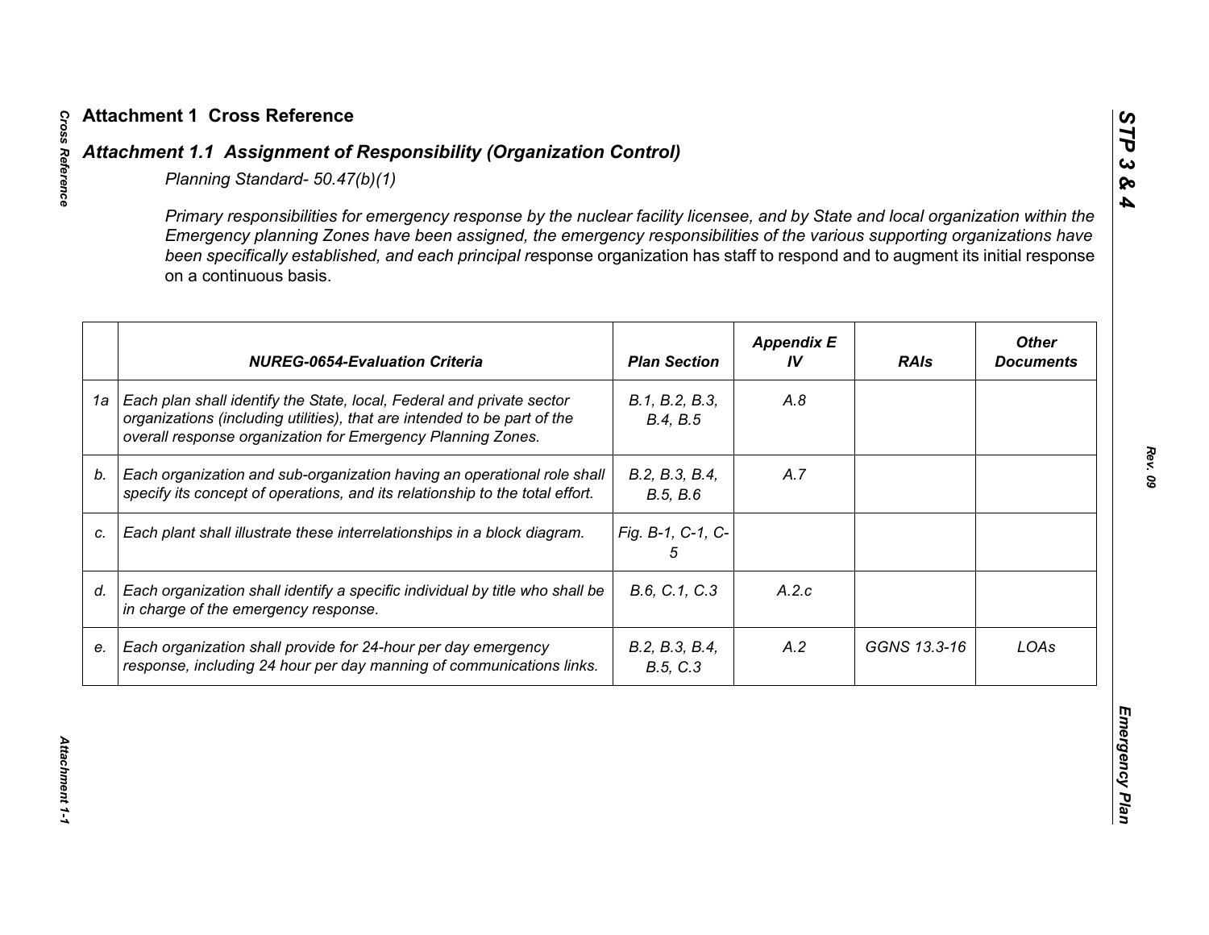# Attachment 1 Cross Reference

## *Attachment 1.1 Assignment of Responsibility (Organization Control)*

*Planning Standard- 50.47(b)(1)*

*Primary responsibilities for emergency response by the nuclear facility licensee, and by State and local organization within the Emergency planning Zones have been assigned, the emergency responsibilities of the various supporting organizations have been specifically established, and each principal re*sponse organization has staff to respond and to augment its initial response on a continuous basis.

| | *NUREG-0654-Evaluation Criteria* | *Plan Section* | *Appendix E IV* | *RAIs* | *Other Documents* |
|---|---|---|---|---|---|
| 1a | *Each plan shall identify the State, local, Federal and private sector organizations (including utilities), that are intended to be part of the overall response organization for Emergency Planning Zones.* | *B.1, B.2, B.3, B.4, B.5* | *A.8* | | |
| b. | *Each organization and sub-organization having an operational role shall specify its concept of operations, and its relationship to the total effort.* | *B.2, B.3, B.4, B.5, B.6* | *A.7* | | |
| c. | *Each plant shall illustrate these interrelationships in a block diagram.* | *Fig. B-1, C-1, C-5* | | | |
| d. | *Each organization shall identify a specific individual by title who shall be in charge of the emergency response.* | *B.6, C.1, C.3* | *A.2.c* | | |
| e. | *Each organization shall provide for 24-hour per day emergency response, including 24 hour per day manning of communications links.* | *B.2, B.3, B.4, B.5, C.3* | *A.2* | *GGNS 13.3-16* | *LOAs* |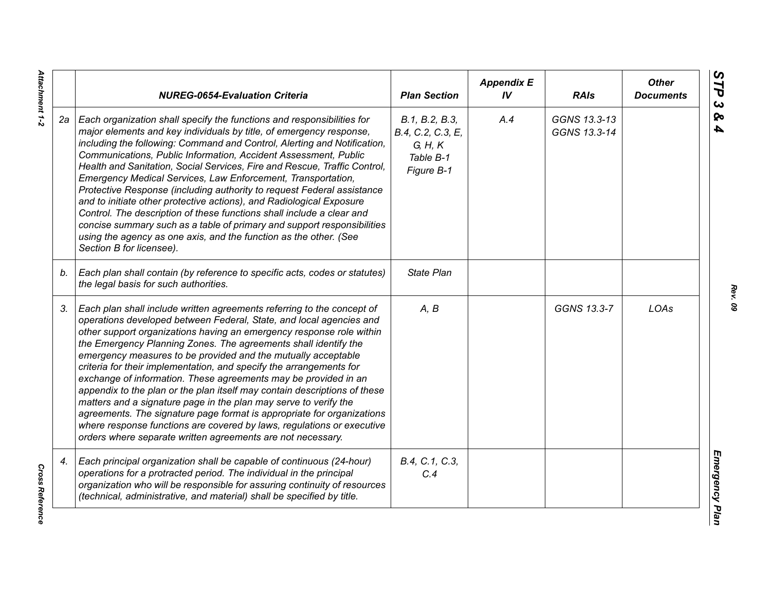| | NUREG-0654-Evaluation Criteria | Plan Section | Appendix E IV | RAIs | Other Documents |
|---|---|---|---|---|---|
| 2a | *Each organization shall specify the functions and responsibilities for major elements and key individuals by title, of emergency response, including the following: Command and Control, Alerting and Notification, Communications, Public Information, Accident Assessment, Public Health and Sanitation, Social Services, Fire and Rescue, Traffic Control, Emergency Medical Services, Law Enforcement, Transportation, Protective Response (including authority to request Federal assistance and to initiate other protective actions), and Radiological Exposure Control. The description of these functions shall include a clear and concise summary such as a table of primary and support responsibilities using the agency as one axis, and the function as the other. (See Section B for licensee).* | *B.1, B.2, B.3, B.4, C.2, C.3, E, G, H, K Table B-1 Figure B-1* | *A.4* | *GGNS 13.3-13 GGNS 13.3-14* | |
| b. | *Each plan shall contain (by reference to specific acts, codes or statutes) the legal basis for such authorities.* | *State Plan* | | | |
| 3. | *Each plan shall include written agreements referring to the concept of operations developed between Federal, State, and local agencies and other support organizations having an emergency response role within the Emergency Planning Zones. The agreements shall identify the emergency measures to be provided and the mutually acceptable criteria for their implementation, and specify the arrangements for exchange of information. These agreements may be provided in an appendix to the plan or the plan itself may contain descriptions of these matters and a signature page in the plan may serve to verify the agreements. The signature page format is appropriate for organizations where response functions are covered by laws, regulations or executive orders where separate written agreements are not necessary.* | *A, B* | | *GGNS 13.3-7* | *LOAs* |
| 4. | *Each principal organization shall be capable of continuous (24-hour) operations for a protracted period. The individual in the principal organization who will be responsible for assuring continuity of resources (technical, administrative, and material) shall be specified by title.* | *B.4, C.1, C.3, C.4* | | | |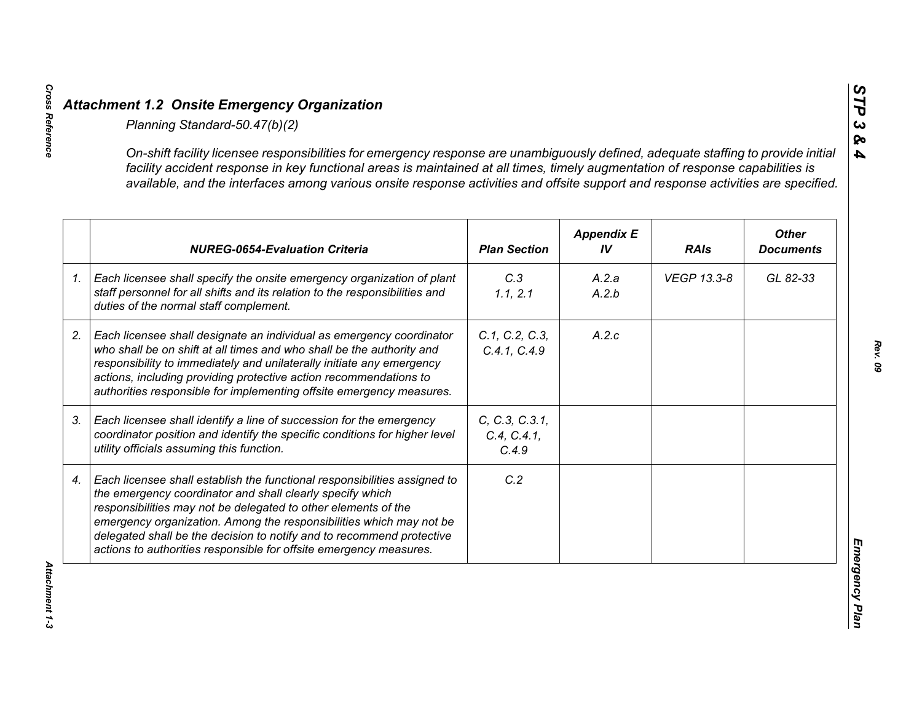## *Attachment 1.2 Onsite Emergency Organization*

*Planning Standard-50.47(b)(2)*

*On-shift facility licensee responsibilities for emergency response are unambiguously defined, adequate staffing to provide initial facility accident response in key functional areas is maintained at all times, timely augmentation of response capabilities is available, and the interfaces among various onsite response activities and offsite support and response activities are specified.*

| | NUREG-0654-Evaluation Criteria | Plan Section | Appendix E IV | RAIs | Other Documents |
|---|---|---|---|---|---|
| 1. | Each licensee shall specify the onsite emergency organization of plant staff personnel for all shifts and its relation to the responsibilities and duties of the normal staff complement. | C.3<br>1.1, 2.1 | A.2.a<br>A.2.b | VEGP 13.3-8 | GL 82-33 |
| 2. | Each licensee shall designate an individual as emergency coordinator who shall be on shift at all times and who shall be the authority and responsibility to immediately and unilaterally initiate any emergency actions, including providing protective action recommendations to authorities responsible for implementing offsite emergency measures. | C.1, C.2, C.3, C.4.1, C.4.9 | A.2.c | | |
| 3. | Each licensee shall identify a line of succession for the emergency coordinator position and identify the specific conditions for higher level utility officials assuming this function. | C, C.3, C.3.1, C.4, C.4.1, C.4.9 | | | |
| 4. | Each licensee shall establish the functional responsibilities assigned to the emergency coordinator and shall clearly specify which responsibilities may not be delegated to other elements of the emergency organization. Among the responsibilities which may not be delegated shall be the decision to notify and to recommend protective actions to authorities responsible for offsite emergency measures. | C.2 | | | |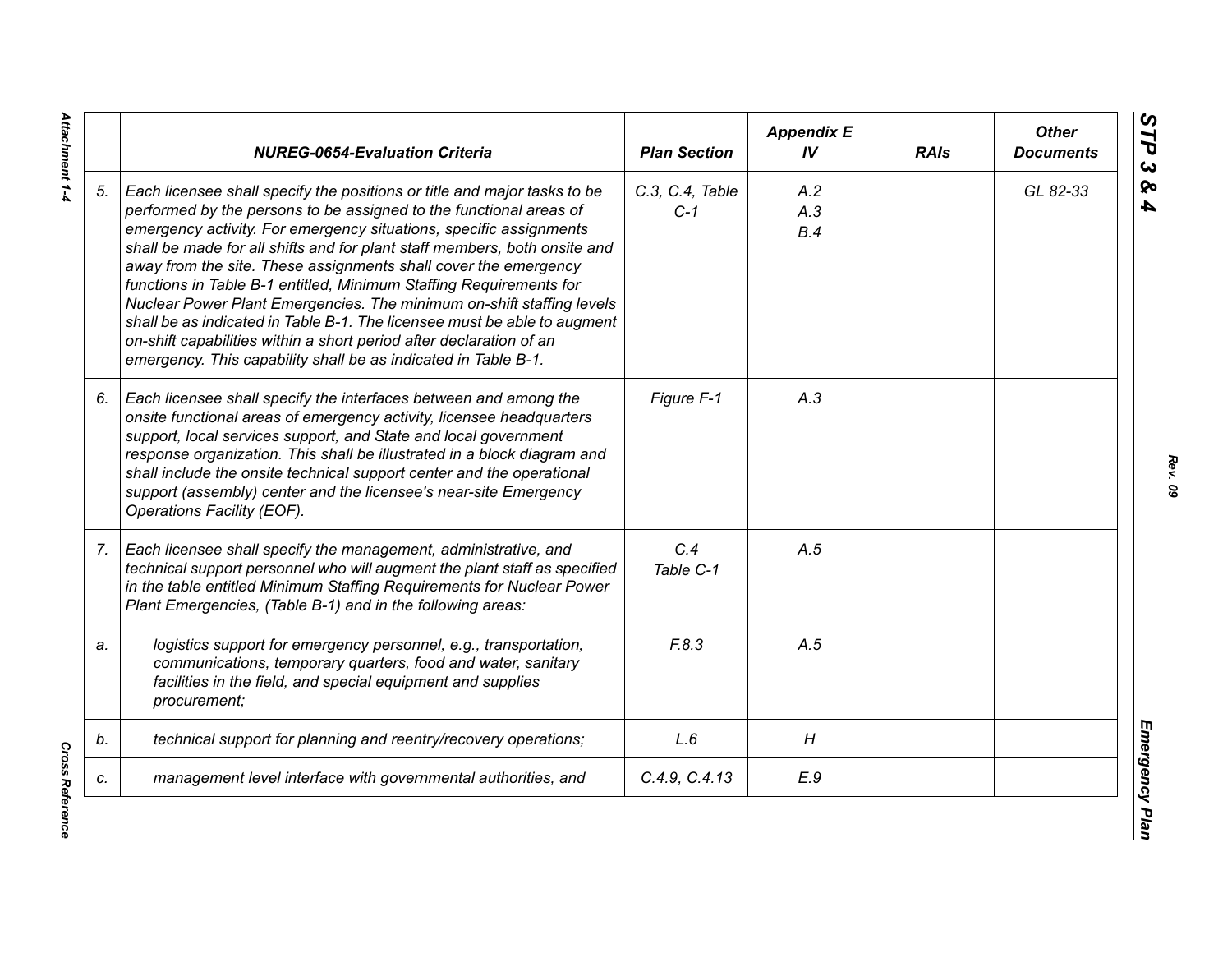|  | NUREG-0654-Evaluation Criteria | Plan Section | Appendix E IV | RAIs | Other Documents |
|---|---|---|---|---|---|
| 5. | *Each licensee shall specify the positions or title and major tasks to be performed by the persons to be assigned to the functional areas of emergency activity. For emergency situations, specific assignments shall be made for all shifts and for plant staff members, both onsite and away from the site. These assignments shall cover the emergency functions in Table B-1 entitled, Minimum Staffing Requirements for Nuclear Power Plant Emergencies. The minimum on-shift staffing levels shall be as indicated in Table B-1. The licensee must be able to augment on-shift capabilities within a short period after declaration of an emergency. This capability shall be as indicated in Table B-1.* | C.3, C.4, Table C-1 | A.2<br>A.3<br>B.4 |  | GL 82-33 |
| 6. | *Each licensee shall specify the interfaces between and among the onsite functional areas of emergency activity, licensee headquarters support, local services support, and State and local government response organization. This shall be illustrated in a block diagram and shall include the onsite technical support center and the operational support (assembly) center and the licensee's near-site Emergency Operations Facility (EOF).* | Figure F-1 | A.3 |  |  |
| 7. | *Each licensee shall specify the management, administrative, and technical support personnel who will augment the plant staff as specified in the table entitled Minimum Staffing Requirements for Nuclear Power Plant Emergencies, (Table B-1) and in the following areas:* | C.4<br>Table C-1 | A.5 |  |  |
| a. | *logistics support for emergency personnel, e.g., transportation, communications, temporary quarters, food and water, sanitary facilities in the field, and special equipment and supplies procurement;* | F.8.3 | A.5 |  |  |
| b. | *technical support for planning and reentry/recovery operations;* | L.6 | H |  |  |
| c. | *management level interface with governmental authorities, and* | C.4.9, C.4.13 | E.9 |  |  |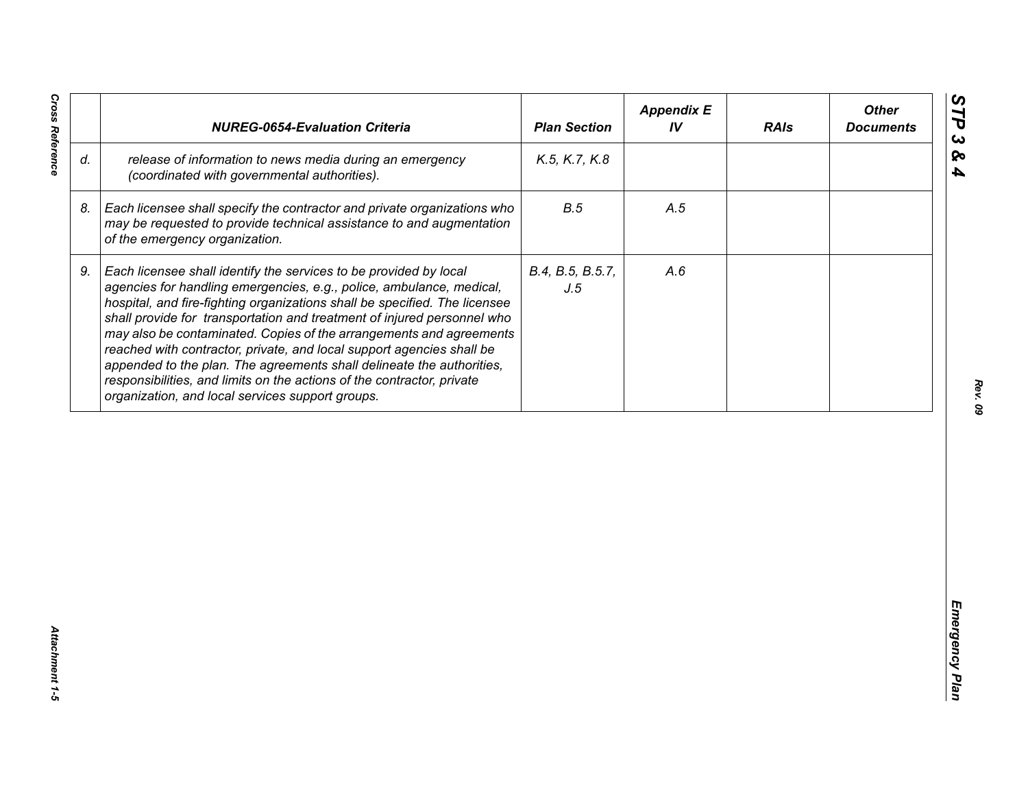|  | NUREG-0654-Evaluation Criteria | Plan Section | Appendix E IV | RAIs | Other Documents |
|---|---|---|---|---|---|
| d. | release of information to news media during an emergency (coordinated with governmental authorities). | K.5, K.7, K.8 |  |  |  |
| 8. | Each licensee shall specify the contractor and private organizations who may be requested to provide technical assistance to and augmentation of the emergency organization. | B.5 | A.5 |  |  |
| 9. | Each licensee shall identify the services to be provided by local agencies for handling emergencies, e.g., police, ambulance, medical, hospital, and fire-fighting organizations shall be specified. The licensee shall provide for transportation and treatment of injured personnel who may also be contaminated. Copies of the arrangements and agreements reached with contractor, private, and local support agencies shall be appended to the plan. The agreements shall delineate the authorities, responsibilities, and limits on the actions of the contractor, private organization, and local services support groups. | B.4, B.5, B.5.7, J.5 | A.6 |  |  |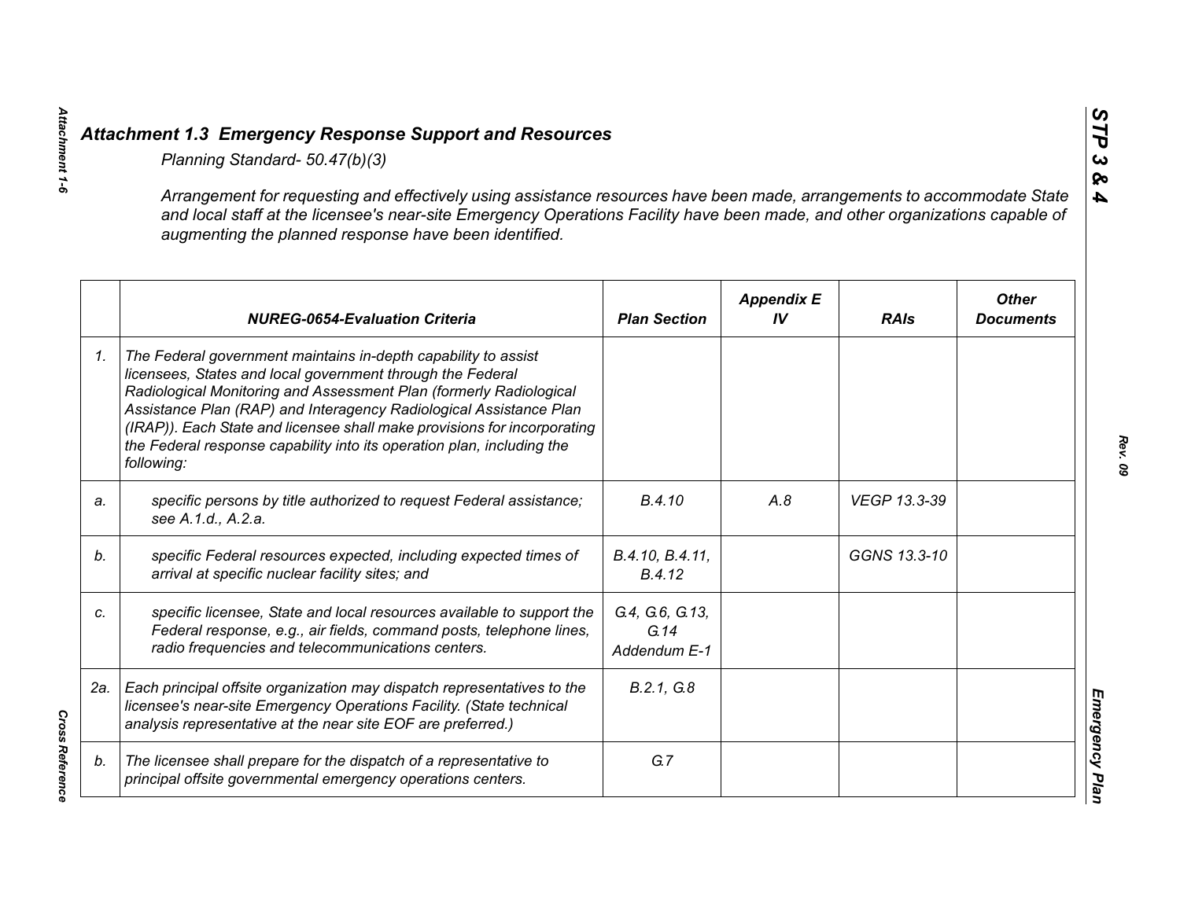## *Attachment 1.3 Emergency Response Support and Resources*

*Planning Standard- 50.47(b)(3)*

*Arrangement for requesting and effectively using assistance resources have been made, arrangements to accommodate State and local staff at the licensee's near-site Emergency Operations Facility have been made, and other organizations capable of augmenting the planned response have been identified.*

| | ***NUREG-0654-Evaluation Criteria*** | ***Plan Section*** | ***Appendix E IV*** | ***RAIs*** | ***Other Documents*** |
|---|---|---|---|---|---|
| *1.* | *The Federal government maintains in-depth capability to assist licensees, States and local government through the Federal Radiological Monitoring and Assessment Plan (formerly Radiological Assistance Plan (RAP) and Interagency Radiological Assistance Plan (IRAP)). Each State and licensee shall make provisions for incorporating the Federal response capability into its operation plan, including the following:* | | | | |
| *a.* | *specific persons by title authorized to request Federal assistance; see A.1.d., A.2.a.* | *B.4.10* | *A.8* | *VEGP 13.3-39* | |
| *b.* | *specific Federal resources expected, including expected times of arrival at specific nuclear facility sites; and* | *B.4.10, B.4.11, B.4.12* | | *GGNS 13.3-10* | |
| *c.* | *specific licensee, State and local resources available to support the Federal response, e.g., air fields, command posts, telephone lines, radio frequencies and telecommunications centers.* | *G.4, G.6, G.13, G.14 Addendum E-1* | | | |
| *2a.* | *Each principal offsite organization may dispatch representatives to the licensee's near-site Emergency Operations Facility. (State technical analysis representative at the near site EOF are preferred.)* | *B.2.1, G.8* | | | |
| *b.* | *The licensee shall prepare for the dispatch of a representative to principal offsite governmental emergency operations centers.* | *G.7* | | | |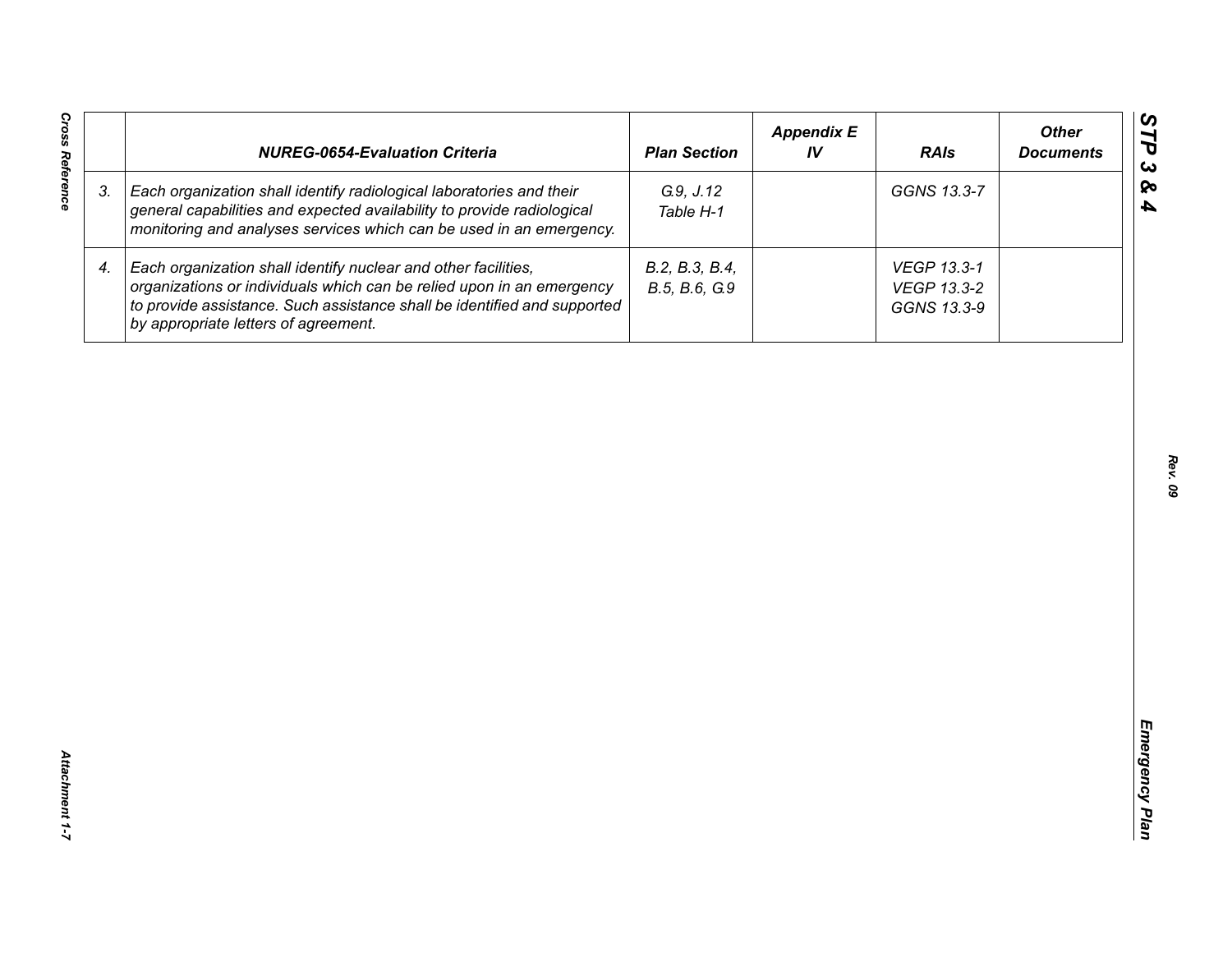|  | NUREG-0654-Evaluation Criteria | Plan Section | Appendix E IV | RAIs | Other Documents |
|---|---|---|---|---|---|
| 3. | *Each organization shall identify radiological laboratories and their general capabilities and expected availability to provide radiological monitoring and analyses services which can be used in an emergency.* | G.9, J.12<br>Table H-1 |  | GGNS 13.3-7 |  |
| 4. | *Each organization shall identify nuclear and other facilities, organizations or individuals which can be relied upon in an emergency to provide assistance. Such assistance shall be identified and supported by appropriate letters of agreement.* | B.2, B.3, B.4, B.5, B.6, G.9 |  | VEGP 13.3-1<br>VEGP 13.3-2<br>GGNS 13.3-9 |  |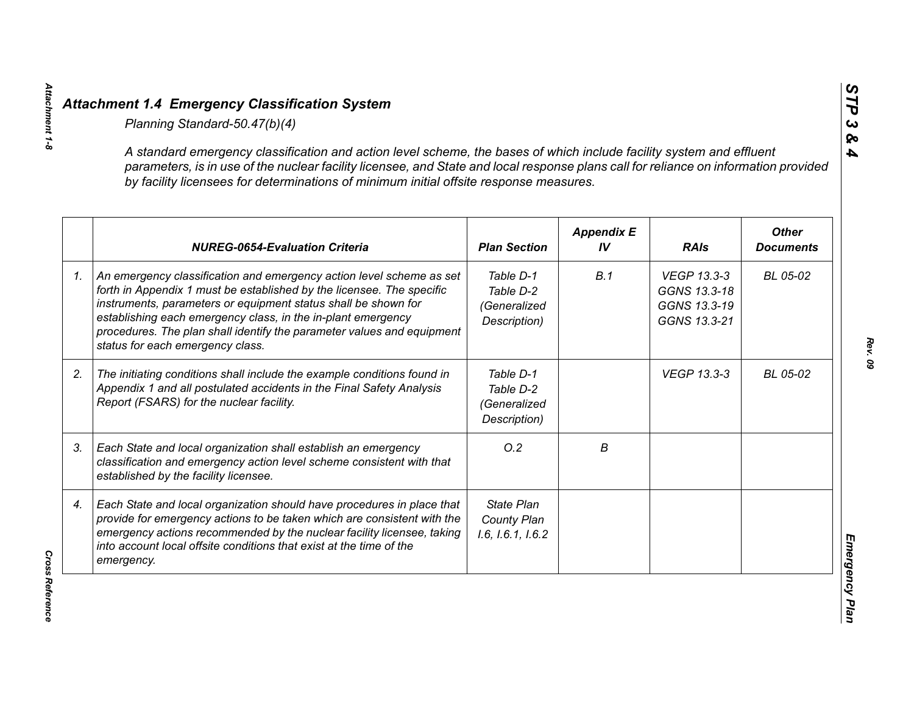## *Attachment 1.4 Emergency Classification System*

*Planning Standard-50.47(b)(4)*

*A standard emergency classification and action level scheme, the bases of which include facility system and effluent parameters, is in use of the nuclear facility licensee, and State and local response plans call for reliance on information provided by facility licensees for determinations of minimum initial offsite response measures.*

| | NUREG-0654-Evaluation Criteria | Plan Section | Appendix E IV | RAIs | Other Documents |
|---|---|---|---|---|---|
| *1.* | *An emergency classification and emergency action level scheme as set forth in Appendix 1 must be established by the licensee. The specific instruments, parameters or equipment status shall be shown for establishing each emergency class, in the in-plant emergency procedures. The plan shall identify the parameter values and equipment status for each emergency class.* | *Table D-1 Table D-2 (Generalized Description)* | *B.1* | *VEGP 13.3-3 GGNS 13.3-18 GGNS 13.3-19 GGNS 13.3-21* | *BL 05-02* |
| *2.* | *The initiating conditions shall include the example conditions found in Appendix 1 and all postulated accidents in the Final Safety Analysis Report (FSARS) for the nuclear facility.* | *Table D-1 Table D-2 (Generalized Description)* | | *VEGP 13.3-3* | *BL 05-02* |
| *3.* | *Each State and local organization shall establish an emergency classification and emergency action level scheme consistent with that established by the facility licensee.* | *O.2* | *B* | | |
| *4.* | *Each State and local organization should have procedures in place that provide for emergency actions to be taken which are consistent with the emergency actions recommended by the nuclear facility licensee, taking into account local offsite conditions that exist at the time of the emergency.* | *State Plan County Plan I.6, I.6.1, I.6.2* | | | |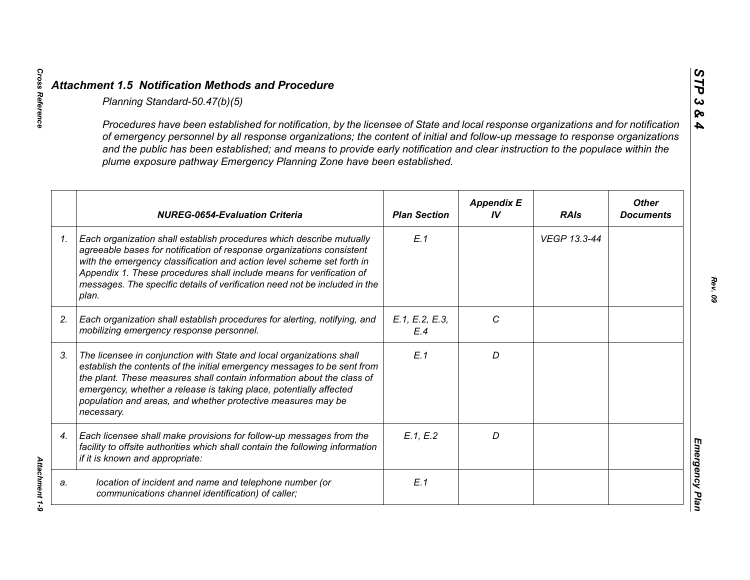## *Attachment 1.5 Notification Methods and Procedure*

*Planning Standard-50.47(b)(5)*

*Procedures have been established for notification, by the licensee of State and local response organizations and for notification of emergency personnel by all response organizations; the content of initial and follow-up message to response organizations and the public has been established; and means to provide early notification and clear instruction to the populace within the plume exposure pathway Emergency Planning Zone have been established.*

| | NUREG-0654-Evaluation Criteria | Plan Section | Appendix E IV | RAIs | Other Documents |
|---|---|---|---|---|---|
| 1. | *Each organization shall establish procedures which describe mutually agreeable bases for notification of response organizations consistent with the emergency classification and action level scheme set forth in Appendix 1. These procedures shall include means for verification of messages. The specific details of verification need not be included in the plan.* | E.1 | | VEGP 13.3-44 | |
| 2. | *Each organization shall establish procedures for alerting, notifying, and mobilizing emergency response personnel.* | E.1, E.2, E.3, E.4 | C | | |
| 3. | *The licensee in conjunction with State and local organizations shall establish the contents of the initial emergency messages to be sent from the plant. These measures shall contain information about the class of emergency, whether a release is taking place, potentially affected population and areas, and whether protective measures may be necessary.* | E.1 | D | | |
| 4. | *Each licensee shall make provisions for follow-up messages from the facility to offsite authorities which shall contain the following information if it is known and appropriate:* | E.1, E.2 | D | | |
| a. | *location of incident and name and telephone number (or communications channel identification) of caller;* | E.1 | | | |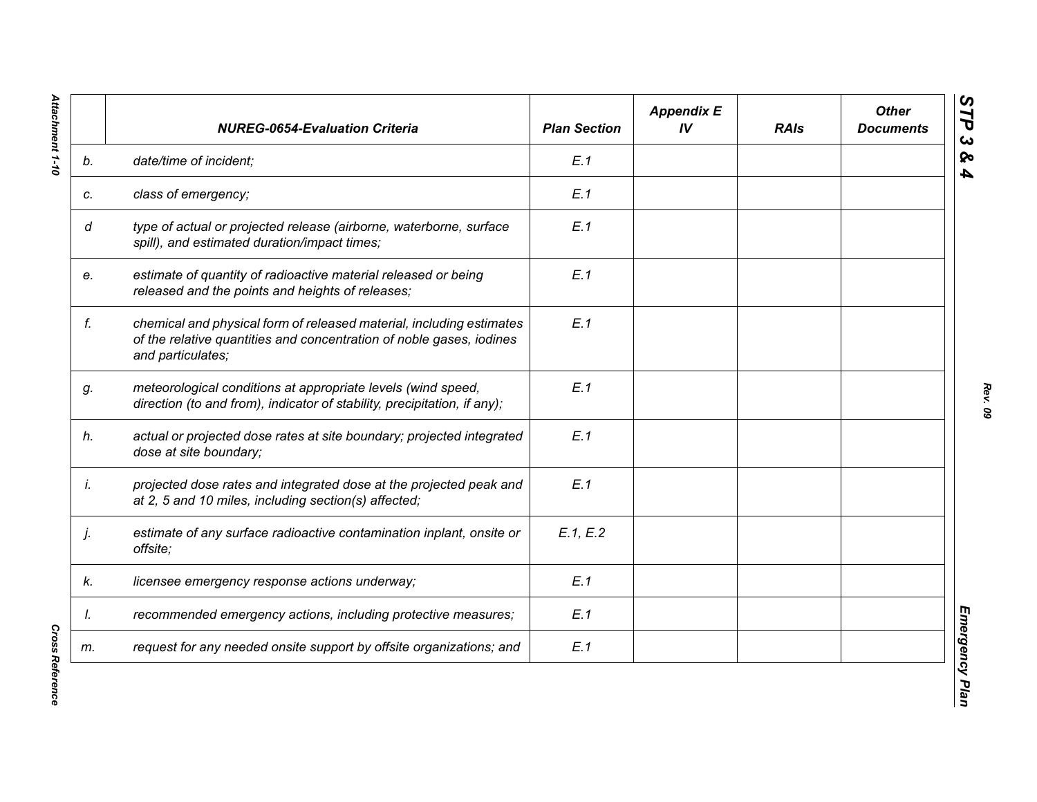| | *NUREG-0654-Evaluation Criteria* | *Plan Section* | *Appendix E IV* | *RAIs* | *Other Documents* |
|---|---|---|---|---|---|
| *b.* | *date/time of incident;* | *E.1* | | | |
| *c.* | *class of emergency;* | *E.1* | | | |
| *d* | *type of actual or projected release (airborne, waterborne, surface spill), and estimated duration/impact times;* | *E.1* | | | |
| *e.* | *estimate of quantity of radioactive material released or being released and the points and heights of releases;* | *E.1* | | | |
| *f.* | *chemical and physical form of released material, including estimates of the relative quantities and concentration of noble gases, iodines and particulates;* | *E.1* | | | |
| *g.* | *meteorological conditions at appropriate levels (wind speed, direction (to and from), indicator of stability, precipitation, if any);* | *E.1* | | | |
| *h.* | *actual or projected dose rates at site boundary; projected integrated dose at site boundary;* | *E.1* | | | |
| *i.* | *projected dose rates and integrated dose at the projected peak and at 2, 5 and 10 miles, including section(s) affected;* | *E.1* | | | |
| *j.* | *estimate of any surface radioactive contamination inplant, onsite or offsite;* | *E.1, E.2* | | | |
| *k.* | *licensee emergency response actions underway;* | *E.1* | | | |
| *l.* | *recommended emergency actions, including protective measures;* | *E.1* | | | |
| *m.* | *request for any needed onsite support by offsite organizations; and* | *E.1* | | | |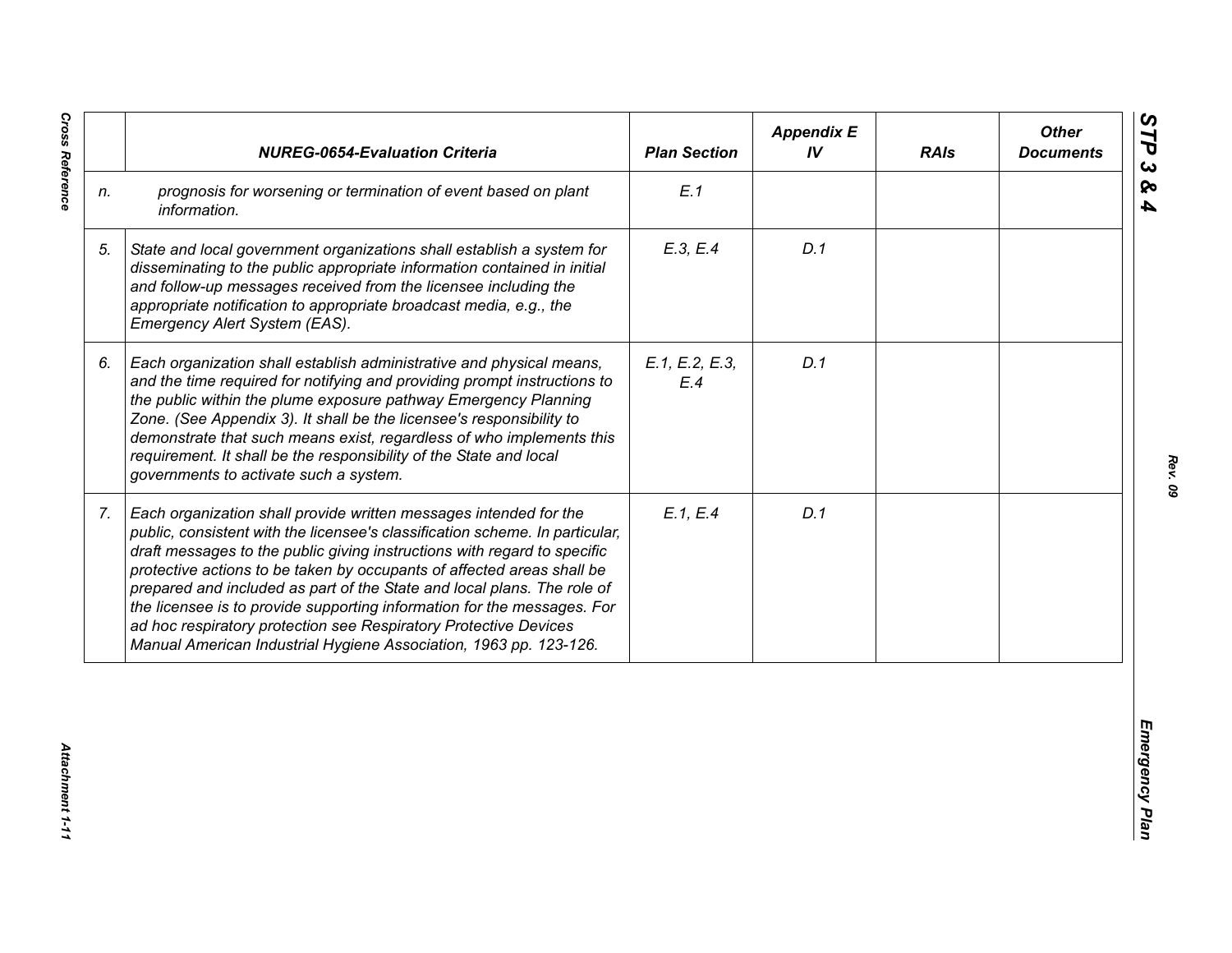| | NUREG-0654-Evaluation Criteria | Plan Section | Appendix E IV | RAIs | Other Documents |
|---|---|---|---|---|---|
| n. | prognosis for worsening or termination of event based on plant information. | E.1 | | | |
| 5. | State and local government organizations shall establish a system for disseminating to the public appropriate information contained in initial and follow-up messages received from the licensee including the appropriate notification to appropriate broadcast media, e.g., the Emergency Alert System (EAS). | E.3, E.4 | D.1 | | |
| 6. | Each organization shall establish administrative and physical means, and the time required for notifying and providing prompt instructions to the public within the plume exposure pathway Emergency Planning Zone. (See Appendix 3). It shall be the licensee's responsibility to demonstrate that such means exist, regardless of who implements this requirement. It shall be the responsibility of the State and local governments to activate such a system. | E.1, E.2, E.3, E.4 | D.1 | | |
| 7. | Each organization shall provide written messages intended for the public, consistent with the licensee's classification scheme. In particular, draft messages to the public giving instructions with regard to specific protective actions to be taken by occupants of affected areas shall be prepared and included as part of the State and local plans. The role of the licensee is to provide supporting information for the messages. For ad hoc respiratory protection see Respiratory Protective Devices Manual American Industrial Hygiene Association, 1963 pp. 123-126. | E.1, E.4 | D.1 | | |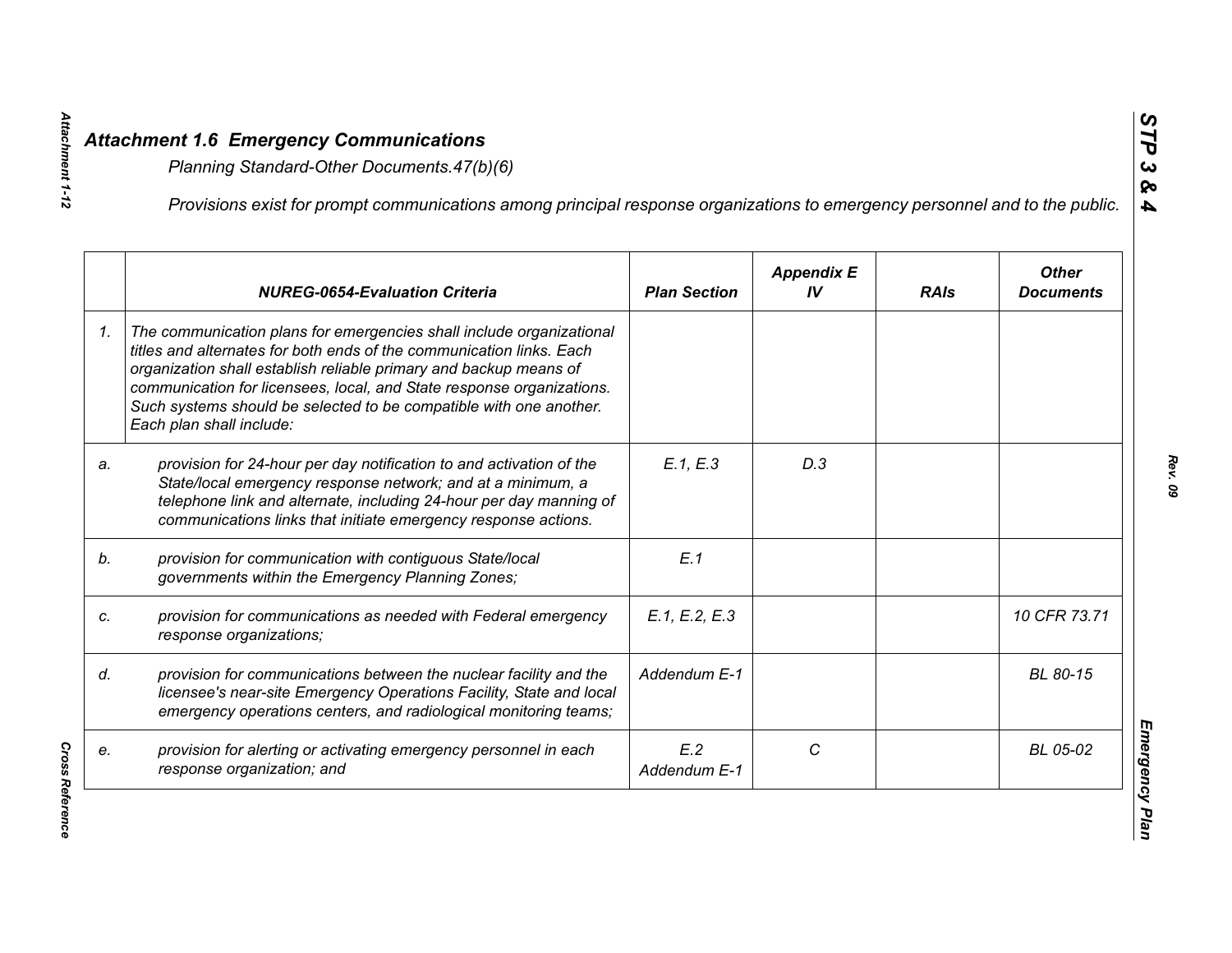## *Attachment 1.6 Emergency Communications*

*Planning Standard-Other Documents.47(b)(6)*

*Provisions exist for prompt communications among principal response organizations to emergency personnel and to the public.*

| | NUREG-0654-Evaluation Criteria | Plan Section | Appendix E IV | RAIs | Other Documents |
|---|---|---|---|---|---|
| 1. | The communication plans for emergencies shall include organizational titles and alternates for both ends of the communication links. Each organization shall establish reliable primary and backup means of communication for licensees, local, and State response organizations. Such systems should be selected to be compatible with one another. Each plan shall include: | | | | |
| a. | provision for 24-hour per day notification to and activation of the State/local emergency response network; and at a minimum, a telephone link and alternate, including 24-hour per day manning of communications links that initiate emergency response actions. | E.1, E.3 | D.3 | | |
| b. | provision for communication with contiguous State/local governments within the Emergency Planning Zones; | E.1 | | | |
| c. | provision for communications as needed with Federal emergency response organizations; | E.1, E.2, E.3 | | | 10 CFR 73.71 |
| d. | provision for communications between the nuclear facility and the licensee's near-site Emergency Operations Facility, State and local emergency operations centers, and radiological monitoring teams; | Addendum E-1 | | | BL 80-15 |
| e. | provision for alerting or activating emergency personnel in each response organization; and | E.2 Addendum E-1 | C | | BL 05-02 |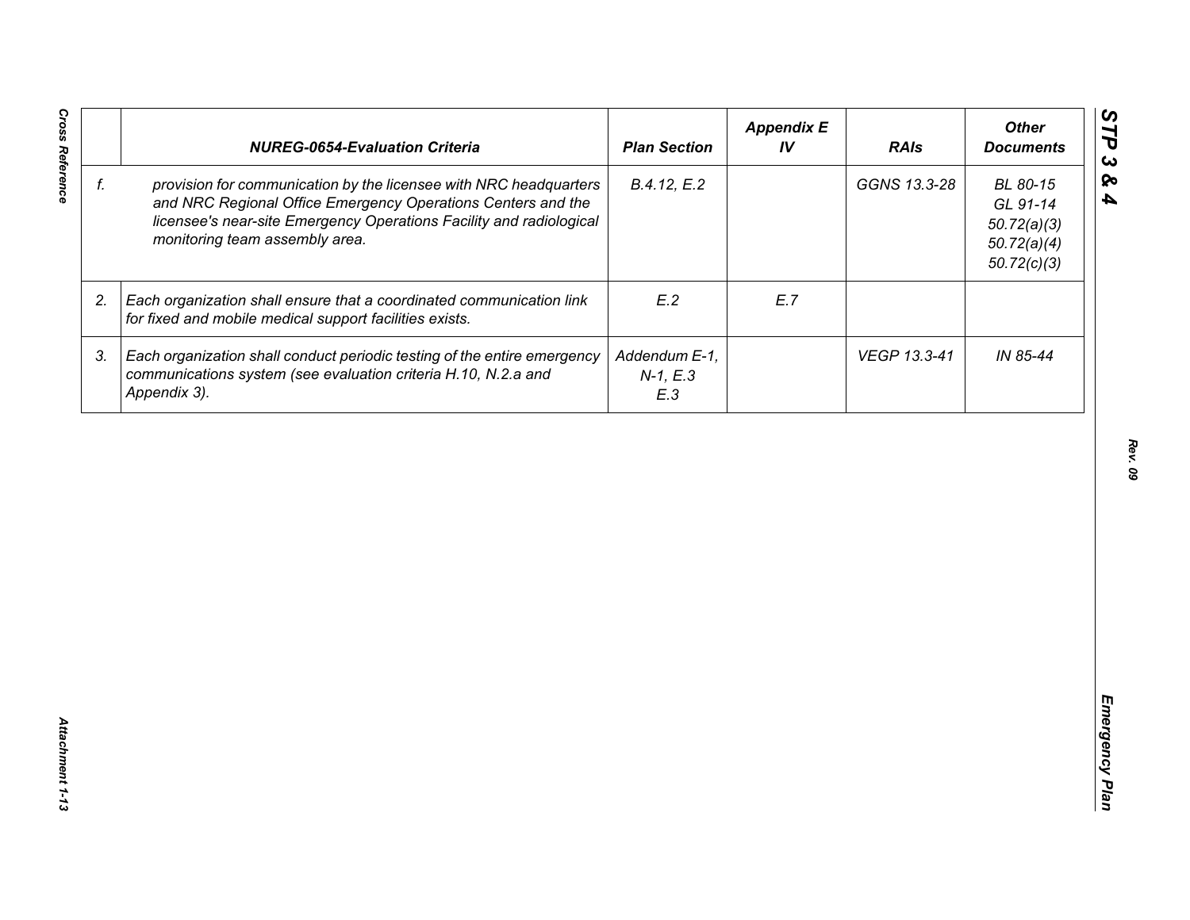|  | NUREG-0654-Evaluation Criteria | Plan Section | Appendix E IV | RAIs | Other Documents |
|---|---|---|---|---|---|
| f. | *provision for communication by the licensee with NRC headquarters and NRC Regional Office Emergency Operations Centers and the licensee's near-site Emergency Operations Facility and radiological monitoring team assembly area.* | *B.4.12, E.2* |  | *GGNS 13.3-28* | *BL 80-15*<br>*GL 91-14*<br>*50.72(a)(3)*<br>*50.72(a)(4)*<br>*50.72(c)(3)* |
| 2. | *Each organization shall ensure that a coordinated communication link for fixed and mobile medical support facilities exists.* | *E.2* | *E.7* |  |  |
| 3. | *Each organization shall conduct periodic testing of the entire emergency communications system (see evaluation criteria H.10, N.2.a and Appendix 3).* | *Addendum E-1, N-1, E.3*<br>*E.3* |  | *VEGP 13.3-41* | *IN 85-44* |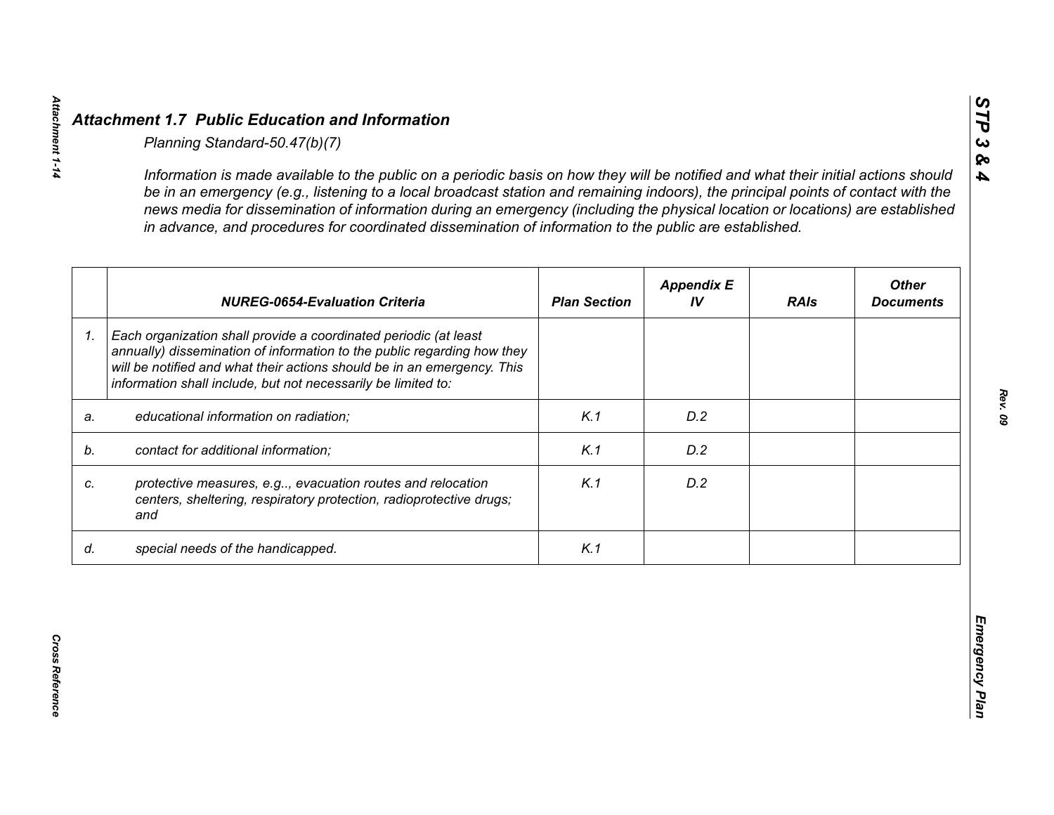## *Attachment 1.7 Public Education and Information*

*Planning Standard-50.47(b)(7)*

*Information is made available to the public on a periodic basis on how they will be notified and what their initial actions should be in an emergency (e.g., listening to a local broadcast station and remaining indoors), the principal points of contact with the news media for dissemination of information during an emergency (including the physical location or locations) are established in advance, and procedures for coordinated dissemination of information to the public are established.*

| | *NUREG-0654-Evaluation Criteria* | *Plan Section* | *Appendix E IV* | *RAIs* | *Other Documents* |
|---|---|---|---|---|---|
| *1.* | *Each organization shall provide a coordinated periodic (at least annually) dissemination of information to the public regarding how they will be notified and what their actions should be in an emergency. This information shall include, but not necessarily be limited to:* | | | | |
| *a.* | *educational information on radiation;* | *K.1* | *D.2* | | |
| *b.* | *contact for additional information;* | *K.1* | *D.2* | | |
| *c.* | *protective measures, e.g.., evacuation routes and relocation centers, sheltering, respiratory protection, radioprotective drugs; and* | *K.1* | *D.2* | | |
| *d.* | *special needs of the handicapped.* | *K.1* | | | |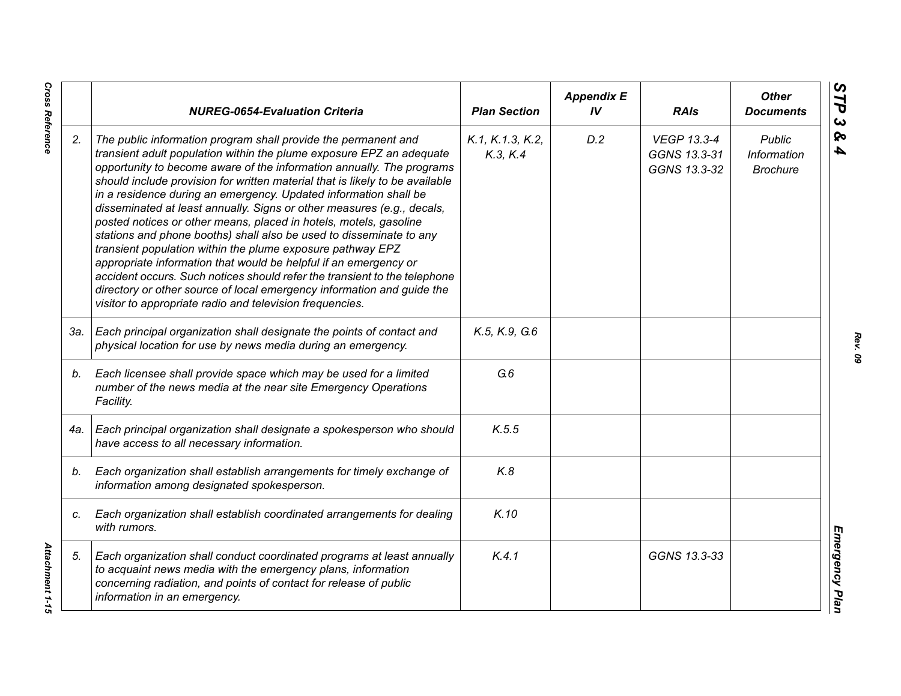| | NUREG-0654-Evaluation Criteria | Plan Section | Appendix E IV | RAIs | Other Documents |
|---|---|---|---|---|---|
| 2. | The public information program shall provide the permanent and transient adult population within the plume exposure EPZ an adequate opportunity to become aware of the information annually. The programs should include provision for written material that is likely to be available in a residence during an emergency. Updated information shall be disseminated at least annually. Signs or other measures (e.g., decals, posted notices or other means, placed in hotels, motels, gasoline stations and phone booths) shall also be used to disseminate to any transient population within the plume exposure pathway EPZ appropriate information that would be helpful if an emergency or accident occurs. Such notices should refer the transient to the telephone directory or other source of local emergency information and guide the visitor to appropriate radio and television frequencies. | K.1, K.1.3, K.2, K.3, K.4 | D.2 | VEGP 13.3-4<br>GGNS 13.3-31<br>GGNS 13.3-32 | Public Information Brochure |
| 3a. | Each principal organization shall designate the points of contact and physical location for use by news media during an emergency. | K.5, K.9, G.6 | | | |
| b. | Each licensee shall provide space which may be used for a limited number of the news media at the near site Emergency Operations Facility. | G.6 | | | |
| 4a. | Each principal organization shall designate a spokesperson who should have access to all necessary information. | K.5.5 | | | |
| b. | Each organization shall establish arrangements for timely exchange of information among designated spokesperson. | K.8 | | | |
| c. | Each organization shall establish coordinated arrangements for dealing with rumors. | K.10 | | | |
| 5. | Each organization shall conduct coordinated programs at least annually to acquaint news media with the emergency plans, information concerning radiation, and points of contact for release of public information in an emergency. | K.4.1 | | GGNS 13.3-33 | |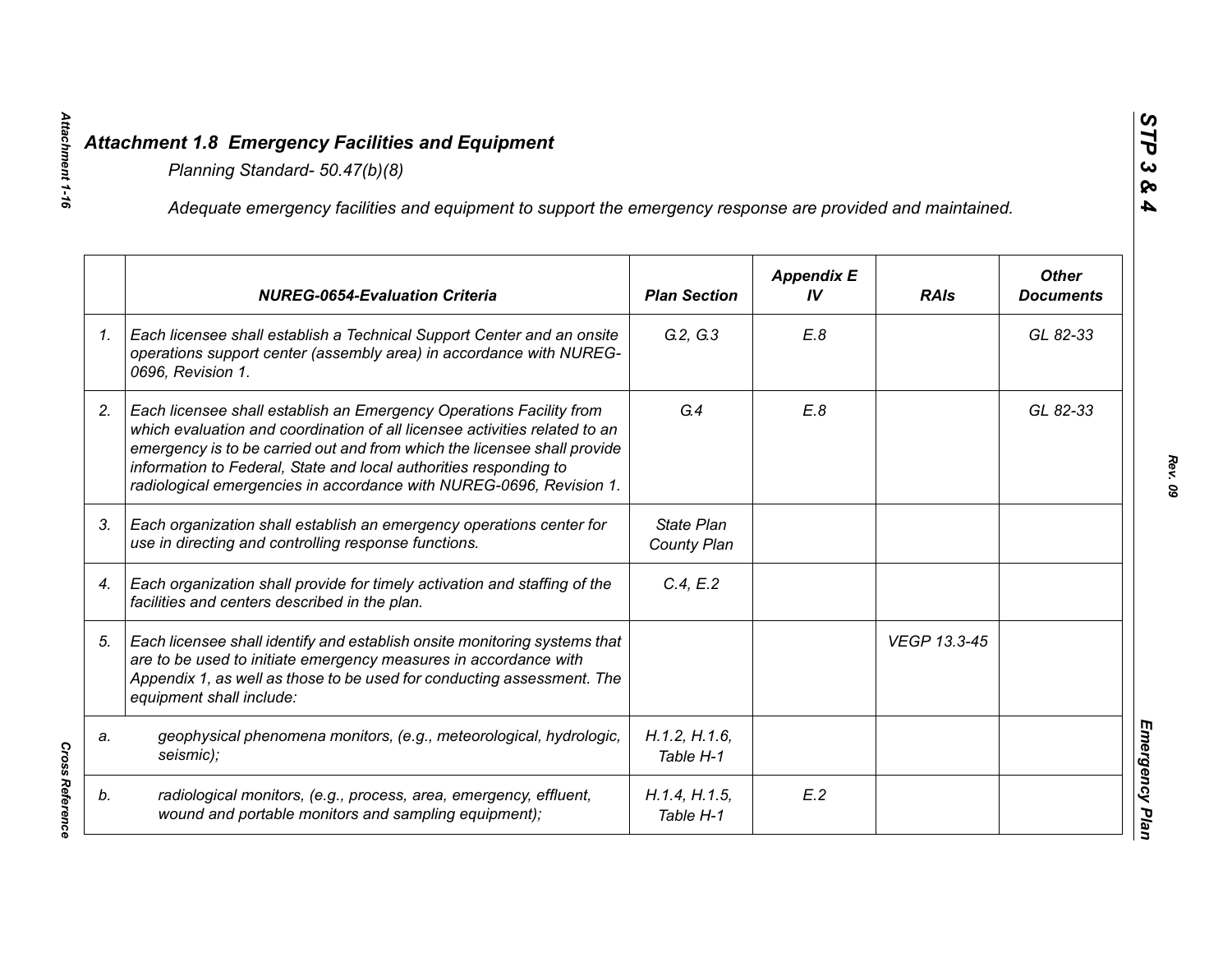## *Attachment 1.8 Emergency Facilities and Equipment*

*Planning Standard- 50.47(b)(8)*

*Adequate emergency facilities and equipment to support the emergency response are provided and maintained.*

| | NUREG-0654-Evaluation Criteria | Plan Section | Appendix E IV | RAIs | Other Documents |
|---|---|---|---|---|---|
| 1. | Each licensee shall establish a Technical Support Center and an onsite operations support center (assembly area) in accordance with NUREG-0696, Revision 1. | G.2, G.3 | E.8 | | GL 82-33 |
| 2. | Each licensee shall establish an Emergency Operations Facility from which evaluation and coordination of all licensee activities related to an emergency is to be carried out and from which the licensee shall provide information to Federal, State and local authorities responding to radiological emergencies in accordance with NUREG-0696, Revision 1. | G.4 | E.8 | | GL 82-33 |
| 3. | Each organization shall establish an emergency operations center for use in directing and controlling response functions. | State Plan County Plan | | | |
| 4. | Each organization shall provide for timely activation and staffing of the facilities and centers described in the plan. | C.4, E.2 | | | |
| 5. | Each licensee shall identify and establish onsite monitoring systems that are to be used to initiate emergency measures in accordance with Appendix 1, as well as those to be used for conducting assessment. The equipment shall include: | | | VEGP 13.3-45 | |
| a. | geophysical phenomena monitors, (e.g., meteorological, hydrologic, seismic); | H.1.2, H.1.6, Table H-1 | | | |
| b. | radiological monitors, (e.g., process, area, emergency, effluent, wound and portable monitors and sampling equipment); | H.1.4, H.1.5, Table H-1 | E.2 | | |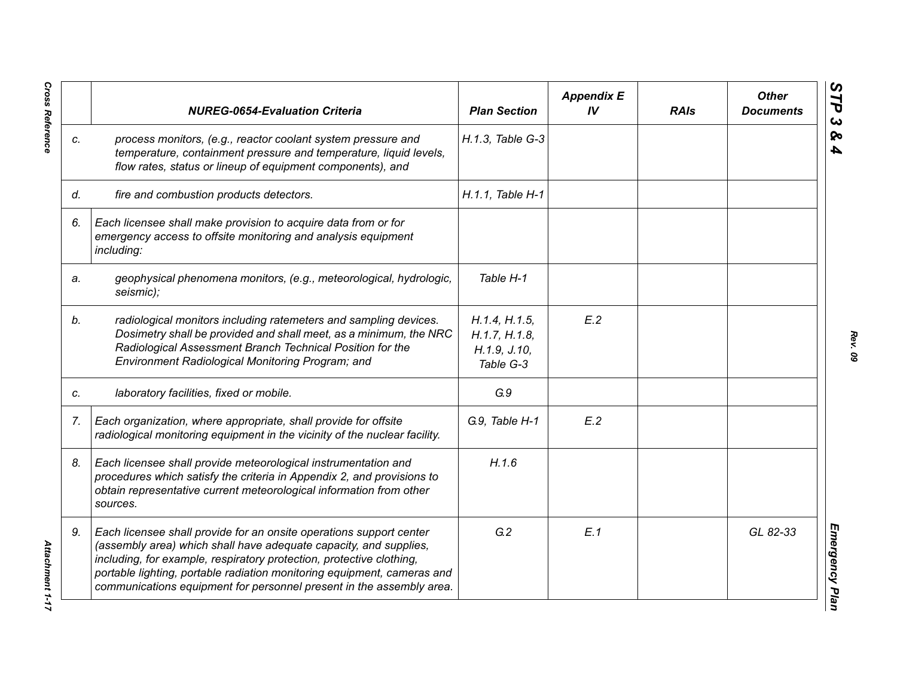| | NUREG-0654-Evaluation Criteria | Plan Section | Appendix E IV | RAIs | Other Documents |
|---|---|---|---|---|---|
| c. | *process monitors, (e.g., reactor coolant system pressure and temperature, containment pressure and temperature, liquid levels, flow rates, status or lineup of equipment components), and* | H.1.3, Table G-3 | | | |
| d. | *fire and combustion products detectors.* | H.1.1, Table H-1 | | | |
| 6. | *Each licensee shall make provision to acquire data from or for emergency access to offsite monitoring and analysis equipment including:* | | | | |
| a. | *geophysical phenomena monitors, (e.g., meteorological, hydrologic, seismic);* | Table H-1 | | | |
| b. | *radiological monitors including ratemeters and sampling devices. Dosimetry shall be provided and shall meet, as a minimum, the NRC Radiological Assessment Branch Technical Position for the Environment Radiological Monitoring Program; and* | H.1.4, H.1.5, H.1.7, H.1.8, H.1.9, J.10, Table G-3 | E.2 | | |
| c. | *laboratory facilities, fixed or mobile.* | G.9 | | | |
| 7. | *Each organization, where appropriate, shall provide for offsite radiological monitoring equipment in the vicinity of the nuclear facility.* | G.9, Table H-1 | E.2 | | |
| 8. | *Each licensee shall provide meteorological instrumentation and procedures which satisfy the criteria in Appendix 2, and provisions to obtain representative current meteorological information from other sources.* | H.1.6 | | | |
| 9. | *Each licensee shall provide for an onsite operations support center (assembly area) which shall have adequate capacity, and supplies, including, for example, respiratory protection, protective clothing, portable lighting, portable radiation monitoring equipment, cameras and communications equipment for personnel present in the assembly area.* | G.2 | E.1 | | GL 82-33 |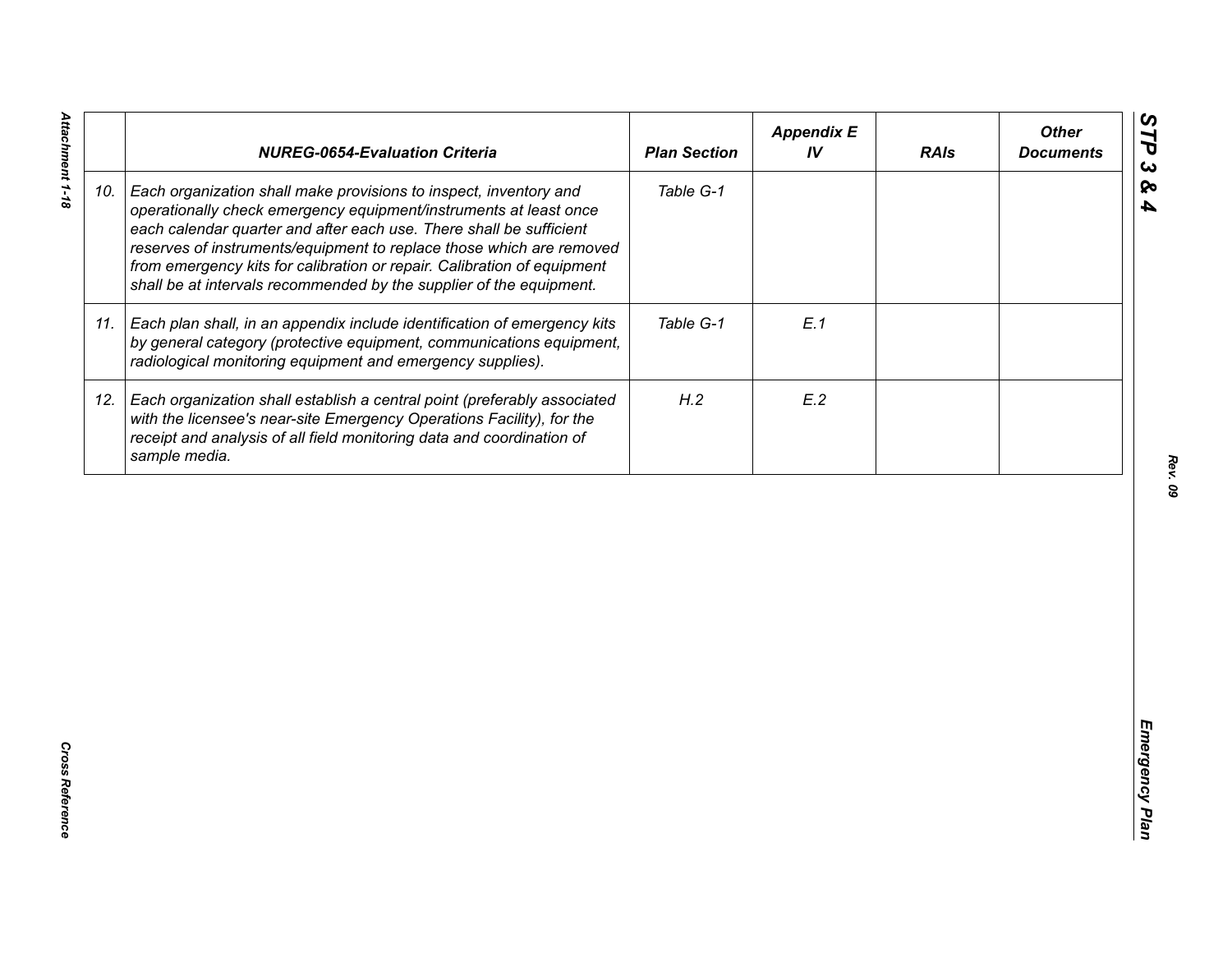| | NUREG-0654-Evaluation Criteria | Plan Section | Appendix E IV | RAIs | Other Documents |
|---|---|---|---|---|---|
| 10. | Each organization shall make provisions to inspect, inventory and operationally check emergency equipment/instruments at least once each calendar quarter and after each use. There shall be sufficient reserves of instruments/equipment to replace those which are removed from emergency kits for calibration or repair. Calibration of equipment shall be at intervals recommended by the supplier of the equipment. | Table G-1 | | | |
| 11. | Each plan shall, in an appendix include identification of emergency kits by general category (protective equipment, communications equipment, radiological monitoring equipment and emergency supplies). | Table G-1 | E.1 | | |
| 12. | Each organization shall establish a central point (preferably associated with the licensee's near-site Emergency Operations Facility), for the receipt and analysis of all field monitoring data and coordination of sample media. | H.2 | E.2 | | |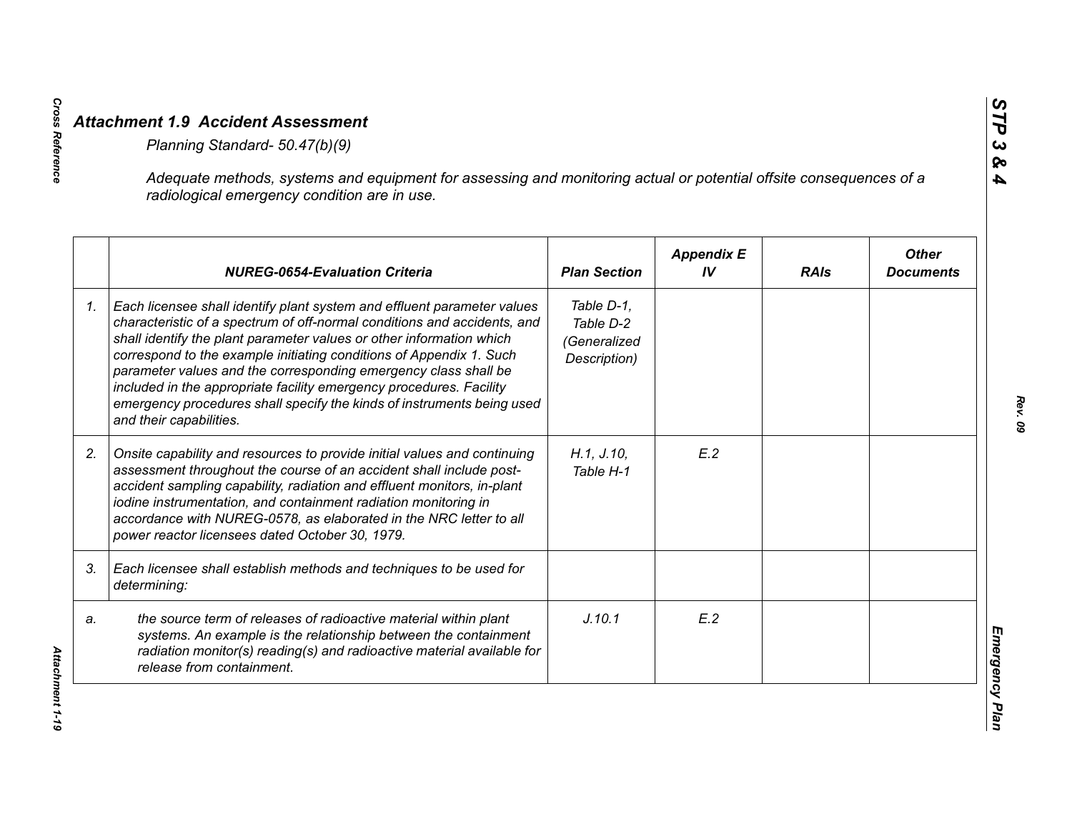## *Attachment 1.9 Accident Assessment*

*Planning Standard- 50.47(b)(9)*

*Adequate methods, systems and equipment for assessing and monitoring actual or potential offsite consequences of a radiological emergency condition are in use.*

| | NUREG-0654-Evaluation Criteria | Plan Section | Appendix E IV | RAIs | Other Documents |
|---|---|---|---|---|---|
| 1. | *Each licensee shall identify plant system and effluent parameter values characteristic of a spectrum of off-normal conditions and accidents, and shall identify the plant parameter values or other information which correspond to the example initiating conditions of Appendix 1. Such parameter values and the corresponding emergency class shall be included in the appropriate facility emergency procedures. Facility emergency procedures shall specify the kinds of instruments being used and their capabilities.* | *Table D-1, Table D-2 (Generalized Description)* | | | |
| 2. | *Onsite capability and resources to provide initial values and continuing assessment throughout the course of an accident shall include post-accident sampling capability, radiation and effluent monitors, in-plant iodine instrumentation, and containment radiation monitoring in accordance with NUREG-0578, as elaborated in the NRC letter to all power reactor licensees dated October 30, 1979.* | *H.1, J.10, Table H-1* | *E.2* | | |
| 3. | *Each licensee shall establish methods and techniques to be used for determining:* | | | | |
| a. | *the source term of releases of radioactive material within plant systems. An example is the relationship between the containment radiation monitor(s) reading(s) and radioactive material available for release from containment.* | *J.10.1* | *E.2* | | |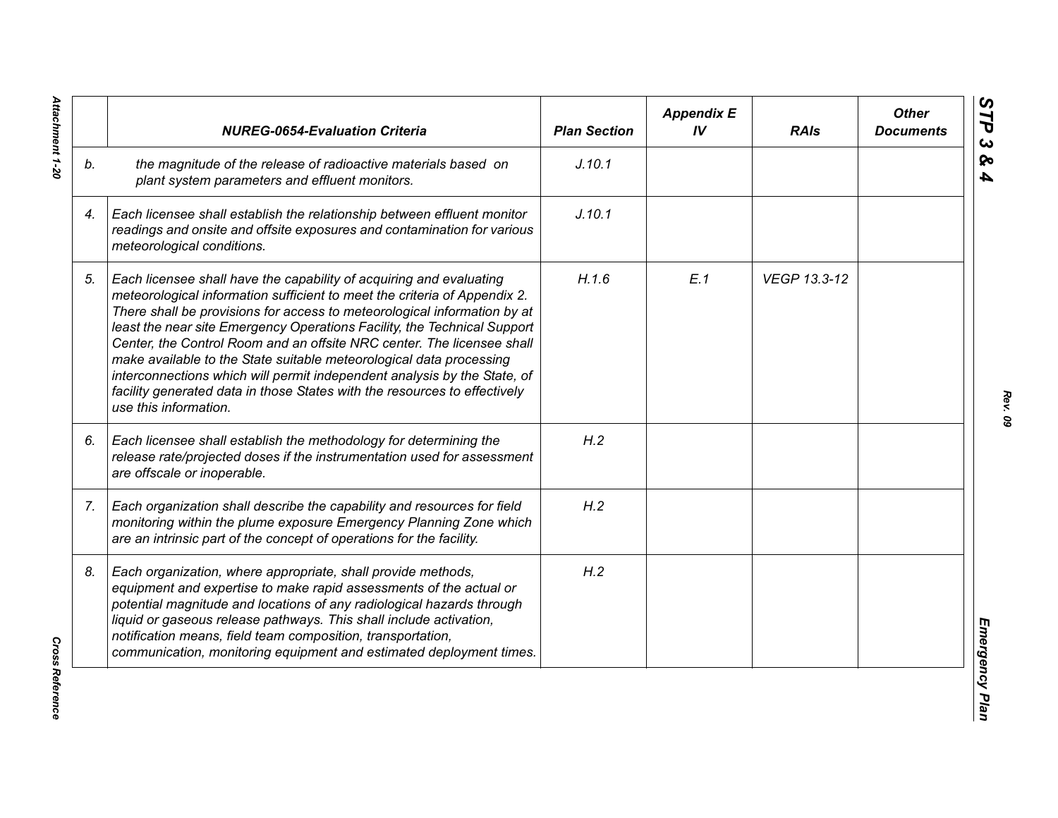|  | *NUREG-0654-Evaluation Criteria* | *Plan Section* | *Appendix E IV* | *RAIs* | *Other Documents* |
|---|---|---|---|---|---|
| *b.* | *the magnitude of the release of radioactive materials based on plant system parameters and effluent monitors.* | *J.10.1* |  |  |  |
| *4.* | *Each licensee shall establish the relationship between effluent monitor readings and onsite and offsite exposures and contamination for various meteorological conditions.* | *J.10.1* |  |  |  |
| *5.* | *Each licensee shall have the capability of acquiring and evaluating meteorological information sufficient to meet the criteria of Appendix 2. There shall be provisions for access to meteorological information by at least the near site Emergency Operations Facility, the Technical Support Center, the Control Room and an offsite NRC center. The licensee shall make available to the State suitable meteorological data processing interconnections which will permit independent analysis by the State, of facility generated data in those States with the resources to effectively use this information.* | *H.1.6* | *E.1* | *VEGP 13.3-12* |  |
| *6.* | *Each licensee shall establish the methodology for determining the release rate/projected doses if the instrumentation used for assessment are offscale or inoperable.* | *H.2* |  |  |  |
| *7.* | *Each organization shall describe the capability and resources for field monitoring within the plume exposure Emergency Planning Zone which are an intrinsic part of the concept of operations for the facility.* | *H.2* |  |  |  |
| *8.* | *Each organization, where appropriate, shall provide methods, equipment and expertise to make rapid assessments of the actual or potential magnitude and locations of any radiological hazards through liquid or gaseous release pathways. This shall include activation, notification means, field team composition, transportation, communication, monitoring equipment and estimated deployment times.* | *H.2* |  |  |  |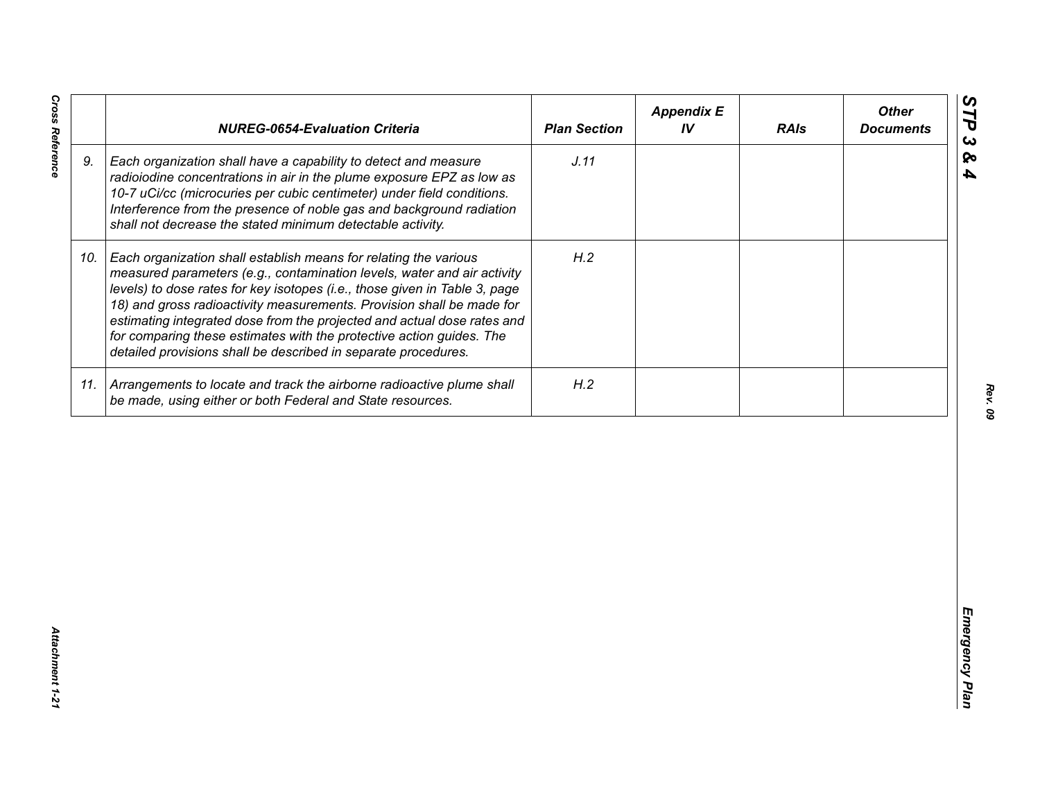| | *NUREG-0654-Evaluation Criteria* | *Plan Section* | *Appendix E IV* | *RAIs* | *Other Documents* |
|---|---|---|---|---|---|
| *9.* | *Each organization shall have a capability to detect and measure radioiodine concentrations in air in the plume exposure EPZ as low as 10-7 uCi/cc (microcuries per cubic centimeter) under field conditions. Interference from the presence of noble gas and background radiation shall not decrease the stated minimum detectable activity.* | *J.11* | | | |
| *10.* | *Each organization shall establish means for relating the various measured parameters (e.g., contamination levels, water and air activity levels) to dose rates for key isotopes (i.e., those given in Table 3, page 18) and gross radioactivity measurements. Provision shall be made for estimating integrated dose from the projected and actual dose rates and for comparing these estimates with the protective action guides. The detailed provisions shall be described in separate procedures.* | *H.2* | | | |
| *11.* | *Arrangements to locate and track the airborne radioactive plume shall be made, using either or both Federal and State resources.* | *H.2* | | | |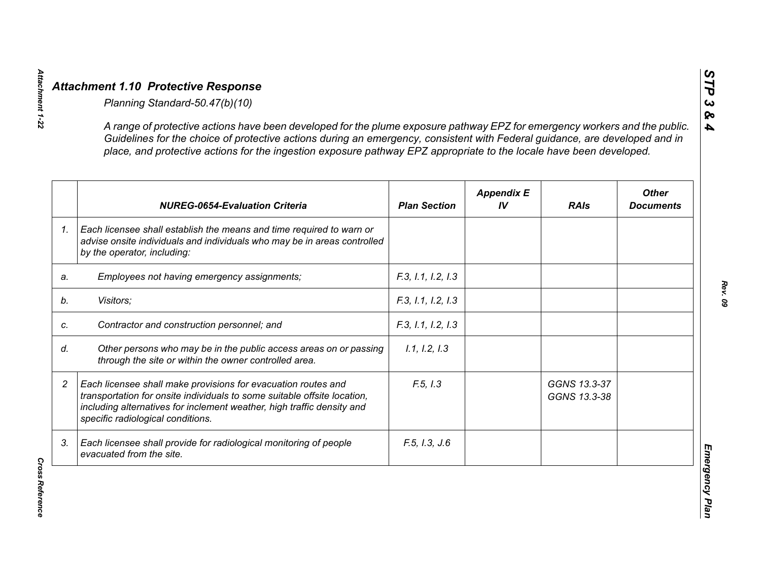## *Attachment 1.10 Protective Response*

*Planning Standard-50.47(b)(10)*

*A range of protective actions have been developed for the plume exposure pathway EPZ for emergency workers and the public. Guidelines for the choice of protective actions during an emergency, consistent with Federal guidance, are developed and in place, and protective actions for the ingestion exposure pathway EPZ appropriate to the locale have been developed.*

| | NUREG-0654-Evaluation Criteria | Plan Section | Appendix E IV | RAIs | Other Documents |
|---|---|---|---|---|---|
| 1. | Each licensee shall establish the means and time required to warn or advise onsite individuals and individuals who may be in areas controlled by the operator, including: | | | | |
| a. | Employees not having emergency assignments; | F.3, I.1, I.2, I.3 | | | |
| b. | Visitors; | F.3, I.1, I.2, I.3 | | | |
| c. | Contractor and construction personnel; and | F.3, I.1, I.2, I.3 | | | |
| d. | Other persons who may be in the public access areas on or passing through the site or within the owner controlled area. | I.1, I.2, I.3 | | | |
| 2 | Each licensee shall make provisions for evacuation routes and transportation for onsite individuals to some suitable offsite location, including alternatives for inclement weather, high traffic density and specific radiological conditions. | F.5, I.3 | | GGNS 13.3-37<br>GGNS 13.3-38 | |
| 3. | Each licensee shall provide for radiological monitoring of people evacuated from the site. | F.5, I.3, J.6 | | | |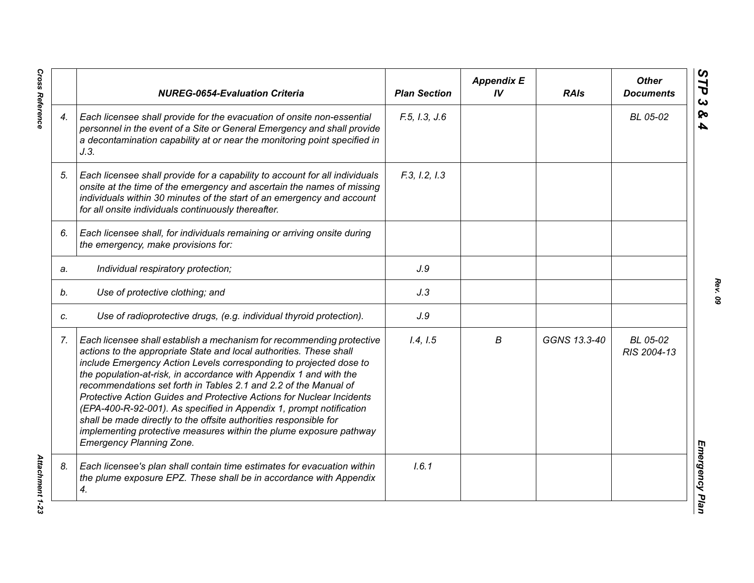| | NUREG-0654-Evaluation Criteria | Plan Section | Appendix E IV | RAIs | Other Documents |
|---|---|---|---|---|---|
| 4. | *Each licensee shall provide for the evacuation of onsite non-essential personnel in the event of a Site or General Emergency and shall provide a decontamination capability at or near the monitoring point specified in J.3.* | F.5, I.3, J.6 | | | BL 05-02 |
| 5. | *Each licensee shall provide for a capability to account for all individuals onsite at the time of the emergency and ascertain the names of missing individuals within 30 minutes of the start of an emergency and account for all onsite individuals continuously thereafter.* | F.3, I.2, I.3 | | | |
| 6. | *Each licensee shall, for individuals remaining or arriving onsite during the emergency, make provisions for:* | | | | |
| a. | *Individual respiratory protection;* | J.9 | | | |
| b. | *Use of protective clothing; and* | J.3 | | | |
| c. | *Use of radioprotective drugs, (e.g. individual thyroid protection).* | J.9 | | | |
| 7. | *Each licensee shall establish a mechanism for recommending protective actions to the appropriate State and local authorities. These shall include Emergency Action Levels corresponding to projected dose to the population-at-risk, in accordance with Appendix 1 and with the recommendations set forth in Tables 2.1 and 2.2 of the Manual of Protective Action Guides and Protective Actions for Nuclear Incidents (EPA-400-R-92-001). As specified in Appendix 1, prompt notification shall be made directly to the offsite authorities responsible for implementing protective measures within the plume exposure pathway Emergency Planning Zone.* | I.4, I.5 | B | GGNS 13.3-40 | BL 05-02<br>RIS 2004-13 |
| 8. | *Each licensee's plan shall contain time estimates for evacuation within the plume exposure EPZ. These shall be in accordance with Appendix 4.* | I.6.1 | | | |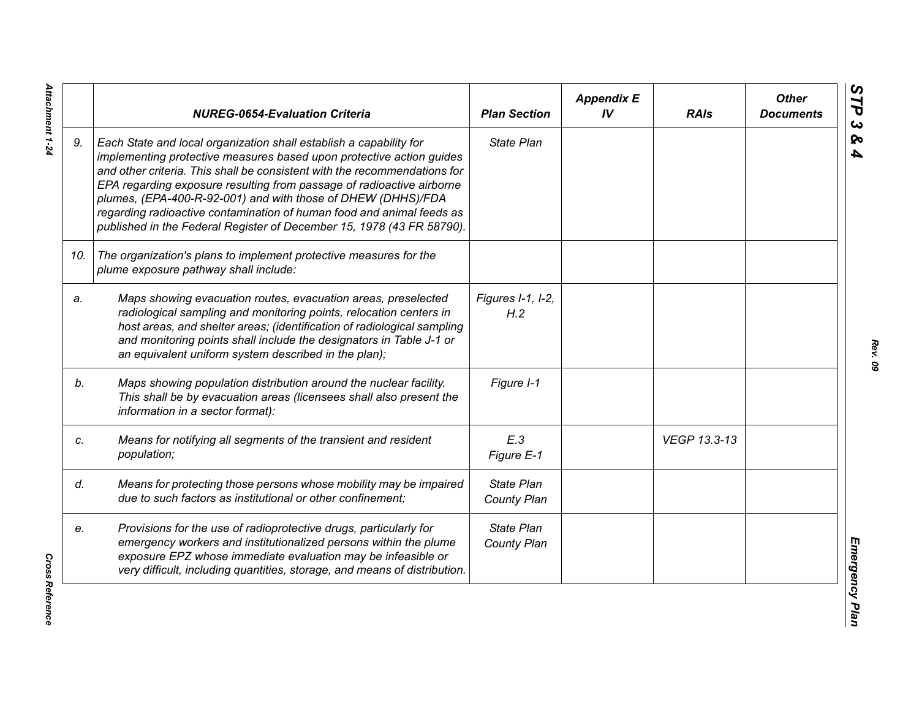| | NUREG-0654-Evaluation Criteria | Plan Section | Appendix E IV | RAIs | Other Documents |
|---|---|---|---|---|---|
| 9. | *Each State and local organization shall establish a capability for implementing protective measures based upon protective action guides and other criteria. This shall be consistent with the recommendations for EPA regarding exposure resulting from passage of radioactive airborne plumes, (EPA-400-R-92-001) and with those of DHEW (DHHS)/FDA regarding radioactive contamination of human food and animal feeds as published in the Federal Register of December 15, 1978 (43 FR 58790).* | *State Plan* | | | |
| 10. | *The organization's plans to implement protective measures for the plume exposure pathway shall include:* | | | | |
| a. | *Maps showing evacuation routes, evacuation areas, preselected radiological sampling and monitoring points, relocation centers in host areas, and shelter areas; (identification of radiological sampling and monitoring points shall include the designators in Table J-1 or an equivalent uniform system described in the plan);* | *Figures I-1, I-2, H.2* | | | |
| b. | *Maps showing population distribution around the nuclear facility. This shall be by evacuation areas (licensees shall also present the information in a sector format):* | *Figure I-1* | | | |
| c. | *Means for notifying all segments of the transient and resident population;* | *E.3 Figure E-1* | | *VEGP 13.3-13* | |
| d. | *Means for protecting those persons whose mobility may be impaired due to such factors as institutional or other confinement;* | *State Plan County Plan* | | | |
| e. | *Provisions for the use of radioprotective drugs, particularly for emergency workers and institutionalized persons within the plume exposure EPZ whose immediate evaluation may be infeasible or very difficult, including quantities, storage, and means of distribution.* | *State Plan County Plan* | | | |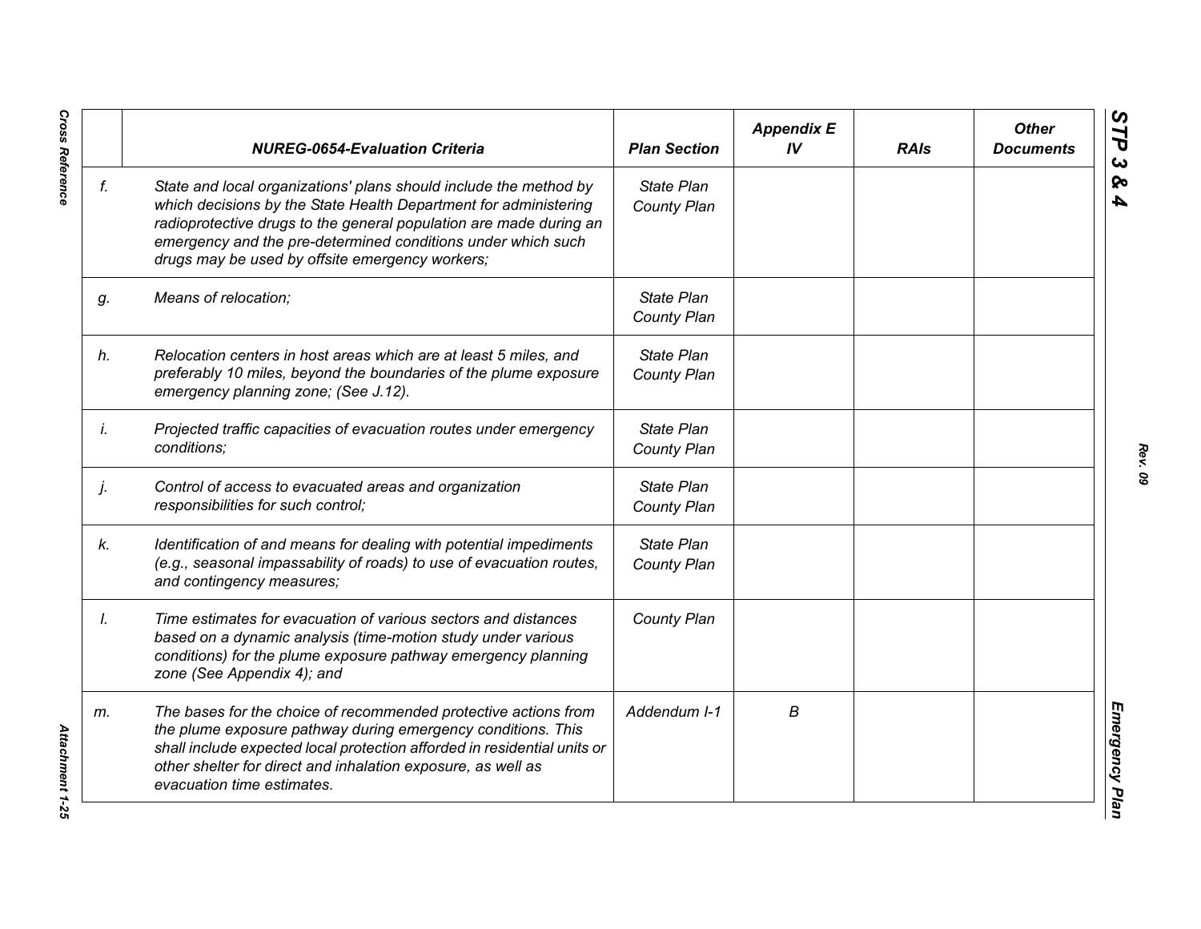| | NUREG-0654-Evaluation Criteria | Plan Section | Appendix E IV | RAIs | Other Documents |
|---|---|---|---|---|---|
| *f.* | *State and local organizations' plans should include the method by which decisions by the State Health Department for administering radioprotective drugs to the general population are made during an emergency and the pre-determined conditions under which such drugs may be used by offsite emergency workers;* | *State Plan County Plan* | | | |
| *g.* | *Means of relocation;* | *State Plan County Plan* | | | |
| *h.* | *Relocation centers in host areas which are at least 5 miles, and preferably 10 miles, beyond the boundaries of the plume exposure emergency planning zone; (See J.12).* | *State Plan County Plan* | | | |
| *i.* | *Projected traffic capacities of evacuation routes under emergency conditions;* | *State Plan County Plan* | | | |
| *j.* | *Control of access to evacuated areas and organization responsibilities for such control;* | *State Plan County Plan* | | | |
| *k.* | *Identification of and means for dealing with potential impediments (e.g., seasonal impassability of roads) to use of evacuation routes, and contingency measures;* | *State Plan County Plan* | | | |
| *l.* | *Time estimates for evacuation of various sectors and distances based on a dynamic analysis (time-motion study under various conditions) for the plume exposure pathway emergency planning zone (See Appendix 4); and* | *County Plan* | | | |
| *m.* | *The bases for the choice of recommended protective actions from the plume exposure pathway during emergency conditions. This shall include expected local protection afforded in residential units or other shelter for direct and inhalation exposure, as well as evacuation time estimates.* | *Addendum I-1* | *B* | | |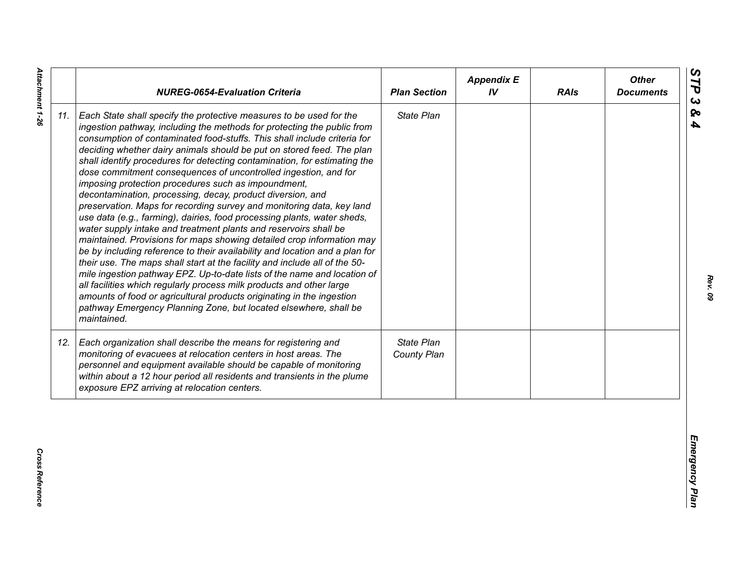| | NUREG-0654-Evaluation Criteria | Plan Section | Appendix E IV | RAIs | Other Documents |
|---|---|---|---|---|---|
| 11. | *Each State shall specify the protective measures to be used for the ingestion pathway, including the methods for protecting the public from consumption of contaminated food-stuffs. This shall include criteria for deciding whether dairy animals should be put on stored feed. The plan shall identify procedures for detecting contamination, for estimating the dose commitment consequences of uncontrolled ingestion, and for imposing protection procedures such as impoundment, decontamination, processing, decay, product diversion, and preservation. Maps for recording survey and monitoring data, key land use data (e.g., farming), dairies, food processing plants, water sheds, water supply intake and treatment plants and reservoirs shall be maintained. Provisions for maps showing detailed crop information may be by including reference to their availability and location and a plan for their use. The maps shall start at the facility and include all of the 50-mile ingestion pathway EPZ. Up-to-date lists of the name and location of all facilities which regularly process milk products and other large amounts of food or agricultural products originating in the ingestion pathway Emergency Planning Zone, but located elsewhere, shall be maintained.* | *State Plan* | | | |
| 12. | *Each organization shall describe the means for registering and monitoring of evacuees at relocation centers in host areas. The personnel and equipment available should be capable of monitoring within about a 12 hour period all residents and transients in the plume exposure EPZ arriving at relocation centers.* | *State Plan*<br>*County Plan* | | | |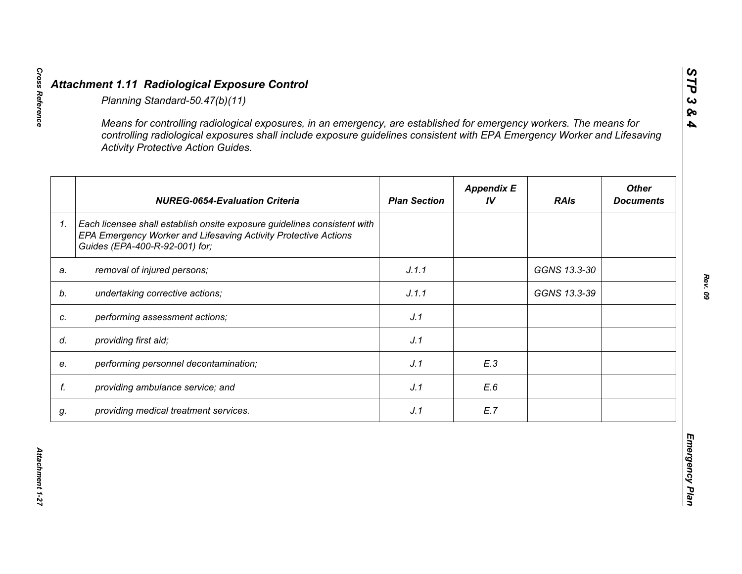## *Attachment 1.11 Radiological Exposure Control*

*Planning Standard-50.47(b)(11)*

*Means for controlling radiological exposures, in an emergency, are established for emergency workers. The means for controlling radiological exposures shall include exposure guidelines consistent with EPA Emergency Worker and Lifesaving Activity Protective Action Guides.*

| | NUREG-0654-Evaluation Criteria | Plan Section | Appendix E IV | RAIs | Other Documents |
|---|---|---|---|---|---|
| *1.* | *Each licensee shall establish onsite exposure guidelines consistent with EPA Emergency Worker and Lifesaving Activity Protective Actions Guides (EPA-400-R-92-001) for;* | | | | |
| *a.* | *removal of injured persons;* | *J.1.1* | | *GGNS 13.3-30* | |
| *b.* | *undertaking corrective actions;* | *J.1.1* | | *GGNS 13.3-39* | |
| *c.* | *performing assessment actions;* | *J.1* | | | |
| *d.* | *providing first aid;* | *J.1* | | | |
| *e.* | *performing personnel decontamination;* | *J.1* | *E.3* | | |
| *f.* | *providing ambulance service; and* | *J.1* | *E.6* | | |
| *g.* | *providing medical treatment services.* | *J.1* | *E.7* | | |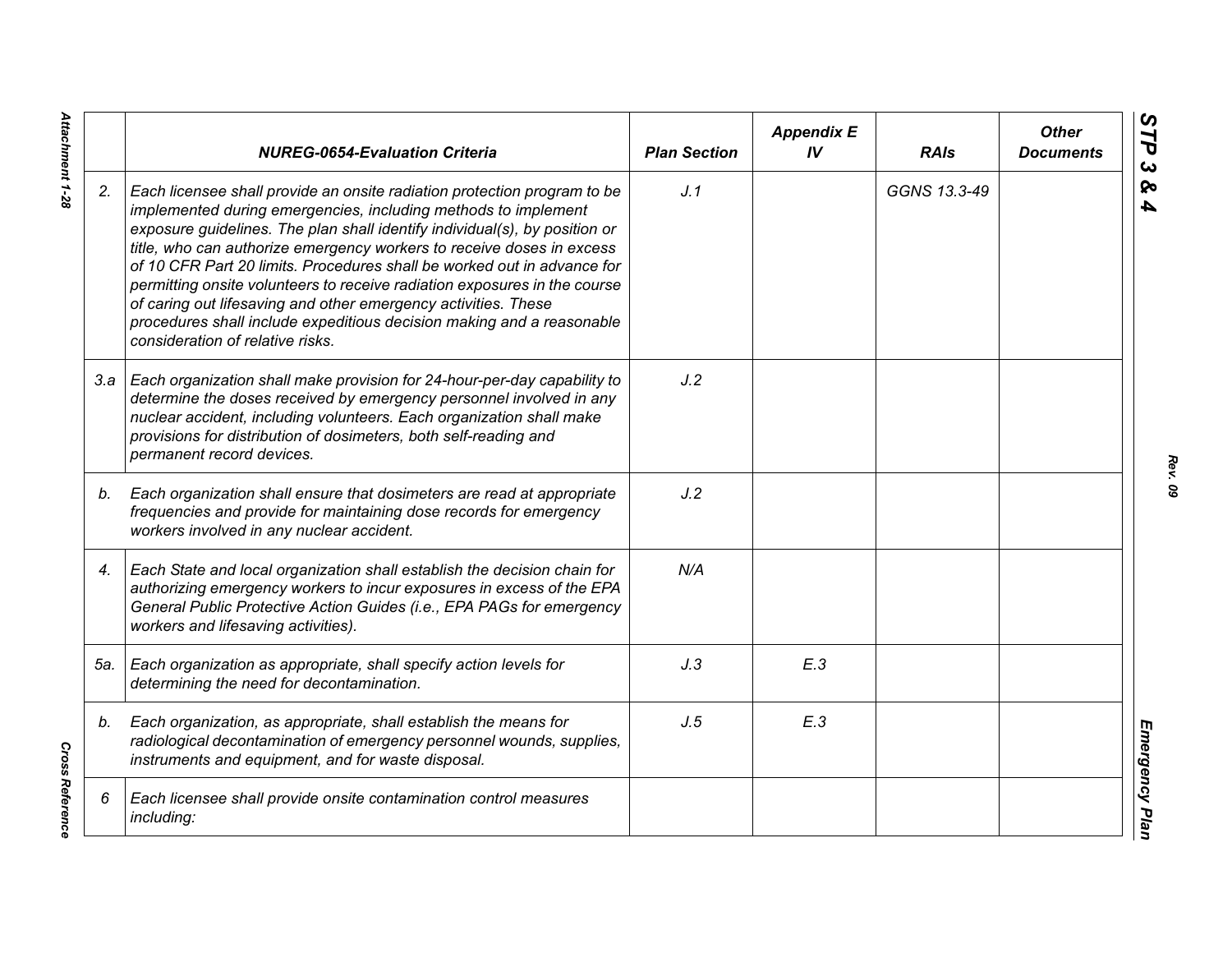| | NUREG-0654-Evaluation Criteria | Plan Section | Appendix E IV | RAIs | Other Documents |
|---|---|---|---|---|---|
| 2. | *Each licensee shall provide an onsite radiation protection program to be implemented during emergencies, including methods to implement exposure guidelines. The plan shall identify individual(s), by position or title, who can authorize emergency workers to receive doses in excess of 10 CFR Part 20 limits. Procedures shall be worked out in advance for permitting onsite volunteers to receive radiation exposures in the course of caring out lifesaving and other emergency activities. These procedures shall include expeditious decision making and a reasonable consideration of relative risks.* | J.1 | | GGNS 13.3-49 | |
| 3.a | *Each organization shall make provision for 24-hour-per-day capability to determine the doses received by emergency personnel involved in any nuclear accident, including volunteers. Each organization shall make provisions for distribution of dosimeters, both self-reading and permanent record devices.* | J.2 | | | |
| b. | *Each organization shall ensure that dosimeters are read at appropriate frequencies and provide for maintaining dose records for emergency workers involved in any nuclear accident.* | J.2 | | | |
| 4. | *Each State and local organization shall establish the decision chain for authorizing emergency workers to incur exposures in excess of the EPA General Public Protective Action Guides (i.e., EPA PAGs for emergency workers and lifesaving activities).* | N/A | | | |
| 5a. | *Each organization as appropriate, shall specify action levels for determining the need for decontamination.* | J.3 | E.3 | | |
| b. | *Each organization, as appropriate, shall establish the means for radiological decontamination of emergency personnel wounds, supplies, instruments and equipment, and for waste disposal.* | J.5 | E.3 | | |
| 6 | *Each licensee shall provide onsite contamination control measures including:* | | | | |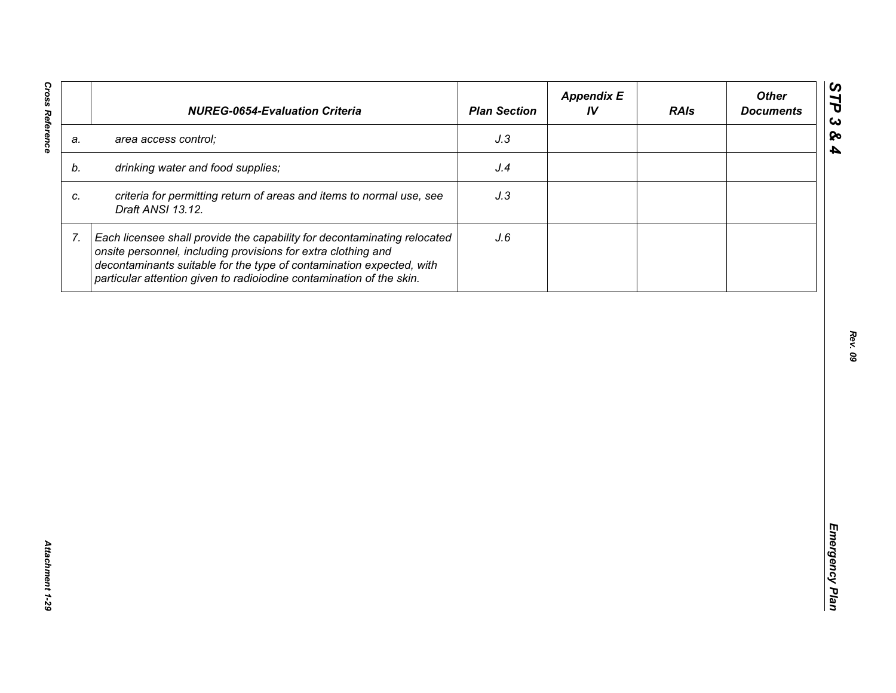|  | NUREG-0654-Evaluation Criteria | Plan Section | Appendix E IV | RAIs | Other Documents |
|---|---|---|---|---|---|
| a. | *area access control;* | *J.3* |  |  |  |
| b. | *drinking water and food supplies;* | *J.4* |  |  |  |
| c. | *criteria for permitting return of areas and items to normal use, see Draft ANSI 13.12.* | *J.3* |  |  |  |
| 7. | *Each licensee shall provide the capability for decontaminating relocated onsite personnel, including provisions for extra clothing and decontaminants suitable for the type of contamination expected, with particular attention given to radioiodine contamination of the skin.* | *J.6* |  |  |  |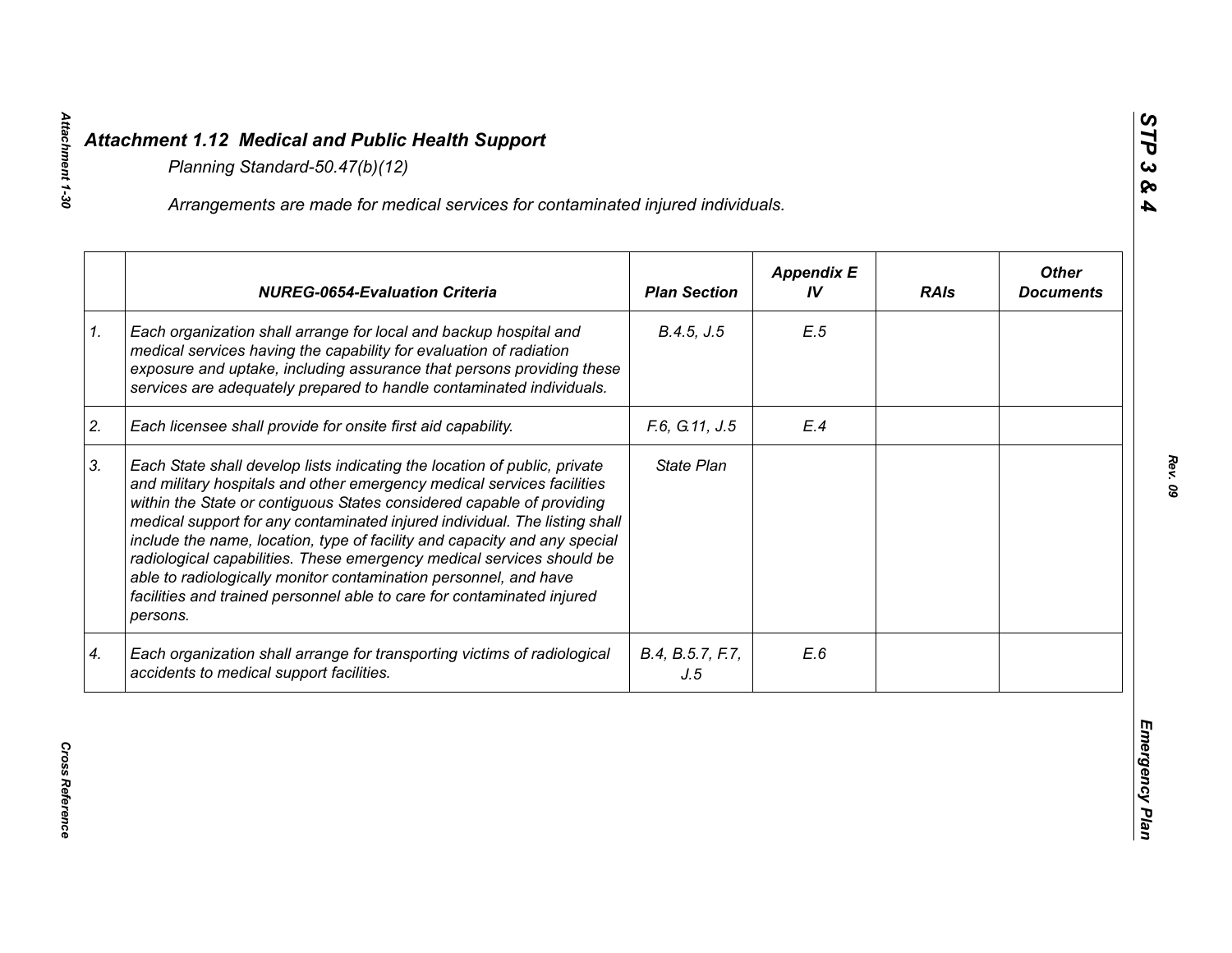## *Attachment 1.12 Medical and Public Health Support*

*Planning Standard-50.47(b)(12)*

*Arrangements are made for medical services for contaminated injured individuals.*

| | *NUREG-0654-Evaluation Criteria* | *Plan Section* | *Appendix E IV* | *RAIs* | *Other Documents* |
|---|---|---|---|---|---|
| *1.* | *Each organization shall arrange for local and backup hospital and medical services having the capability for evaluation of radiation exposure and uptake, including assurance that persons providing these services are adequately prepared to handle contaminated individuals.* | *B.4.5, J.5* | *E.5* | | |
| *2.* | *Each licensee shall provide for onsite first aid capability.* | *F.6, G.11, J.5* | *E.4* | | |
| *3.* | *Each State shall develop lists indicating the location of public, private and military hospitals and other emergency medical services facilities within the State or contiguous States considered capable of providing medical support for any contaminated injured individual. The listing shall include the name, location, type of facility and capacity and any special radiological capabilities. These emergency medical services should be able to radiologically monitor contamination personnel, and have facilities and trained personnel able to care for contaminated injured persons.* | *State Plan* | | | |
| *4.* | *Each organization shall arrange for transporting victims of radiological accidents to medical support facilities.* | *B.4, B.5.7, F.7, J.5* | *E.6* | | |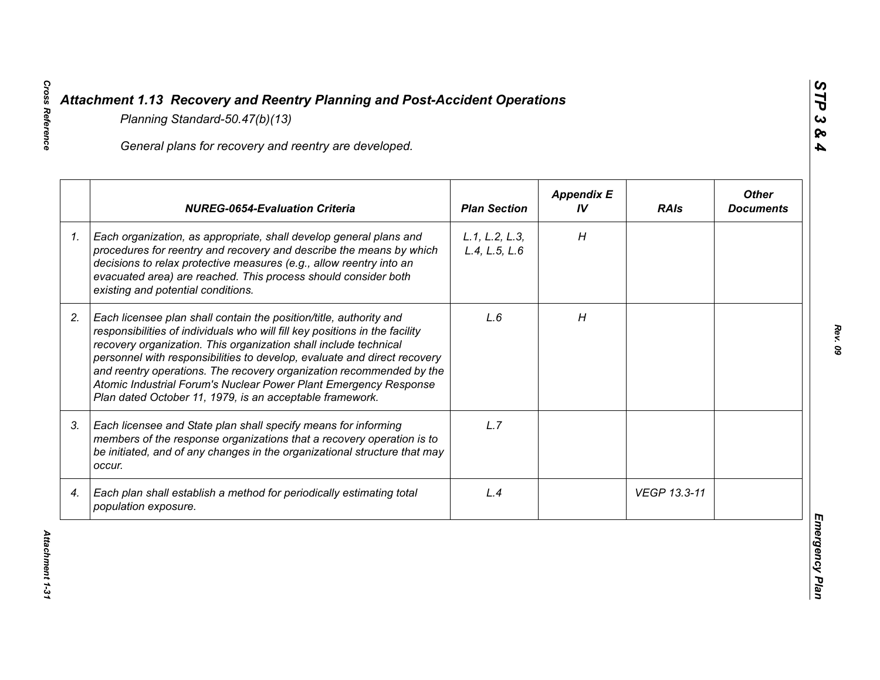# *Attachment 1.13 Recovery and Reentry Planning and Post-Accident Operations*

*Planning Standard-50.47(b)(13)*

*General plans for recovery and reentry are developed.*

| | *NUREG-0654-Evaluation Criteria* | *Plan Section* | *Appendix E IV* | *RAIs* | *Other Documents* |
|---|---|---|---|---|---|
| *1.* | *Each organization, as appropriate, shall develop general plans and procedures for reentry and recovery and describe the means by which decisions to relax protective measures (e.g., allow reentry into an evacuated area) are reached. This process should consider both existing and potential conditions.* | *L.1, L.2, L.3, L.4, L.5, L.6* | *H* | | |
| *2.* | *Each licensee plan shall contain the position/title, authority and responsibilities of individuals who will fill key positions in the facility recovery organization. This organization shall include technical personnel with responsibilities to develop, evaluate and direct recovery and reentry operations. The recovery organization recommended by the Atomic Industrial Forum's Nuclear Power Plant Emergency Response Plan dated October 11, 1979, is an acceptable framework.* | *L.6* | *H* | | |
| *3.* | *Each licensee and State plan shall specify means for informing members of the response organizations that a recovery operation is to be initiated, and of any changes in the organizational structure that may occur.* | *L.7* | | | |
| *4.* | *Each plan shall establish a method for periodically estimating total population exposure.* | *L.4* | | *VEGP 13.3-11* | |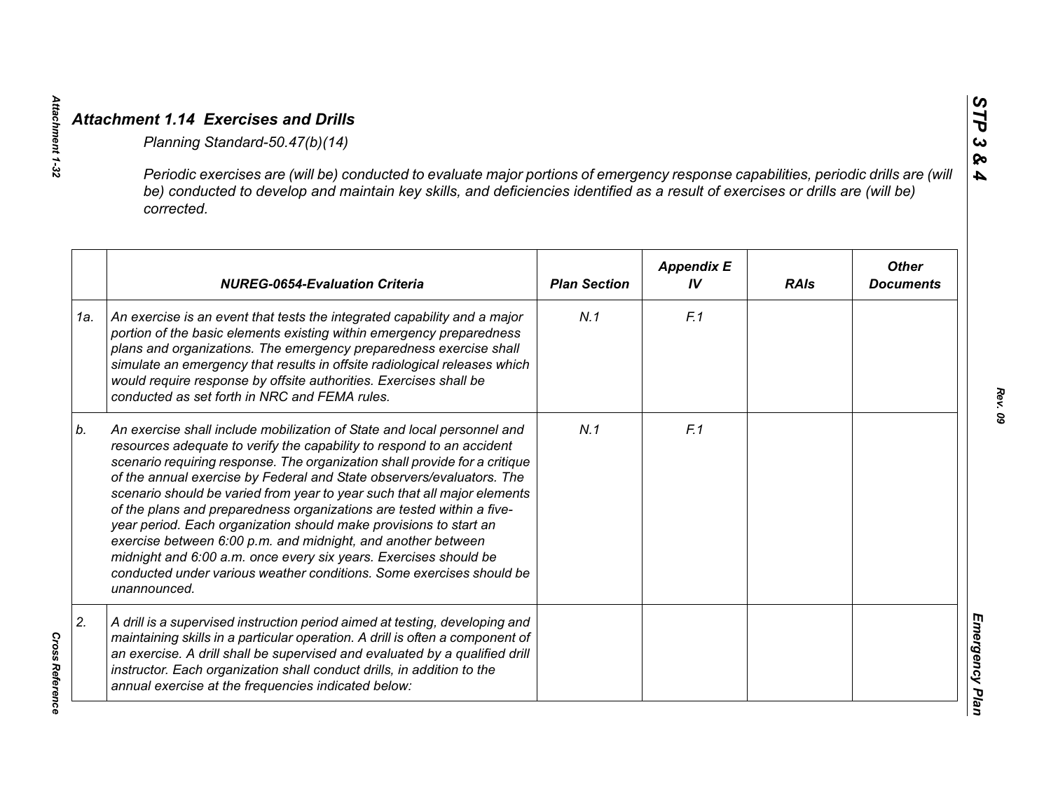## *Attachment 1.14 Exercises and Drills*

*Planning Standard-50.47(b)(14)*

*Periodic exercises are (will be) conducted to evaluate major portions of emergency response capabilities, periodic drills are (will be) conducted to develop and maintain key skills, and deficiencies identified as a result of exercises or drills are (will be) corrected.*

| | *NUREG-0654-Evaluation Criteria* | *Plan Section* | *Appendix E IV* | *RAIs* | *Other Documents* |
|---|---|---|---|---|---|
| *1a.* | *An exercise is an event that tests the integrated capability and a major portion of the basic elements existing within emergency preparedness plans and organizations. The emergency preparedness exercise shall simulate an emergency that results in offsite radiological releases which would require response by offsite authorities. Exercises shall be conducted as set forth in NRC and FEMA rules.* | *N.1* | *F.1* | | |
| *b.* | *An exercise shall include mobilization of State and local personnel and resources adequate to verify the capability to respond to an accident scenario requiring response. The organization shall provide for a critique of the annual exercise by Federal and State observers/evaluators. The scenario should be varied from year to year such that all major elements of the plans and preparedness organizations are tested within a five-year period. Each organization should make provisions to start an exercise between 6:00 p.m. and midnight, and another between midnight and 6:00 a.m. once every six years. Exercises should be conducted under various weather conditions. Some exercises should be unannounced.* | *N.1* | *F.1* | | |
| *2.* | *A drill is a supervised instruction period aimed at testing, developing and maintaining skills in a particular operation. A drill is often a component of an exercise. A drill shall be supervised and evaluated by a qualified drill instructor. Each organization shall conduct drills, in addition to the annual exercise at the frequencies indicated below:* | | | | |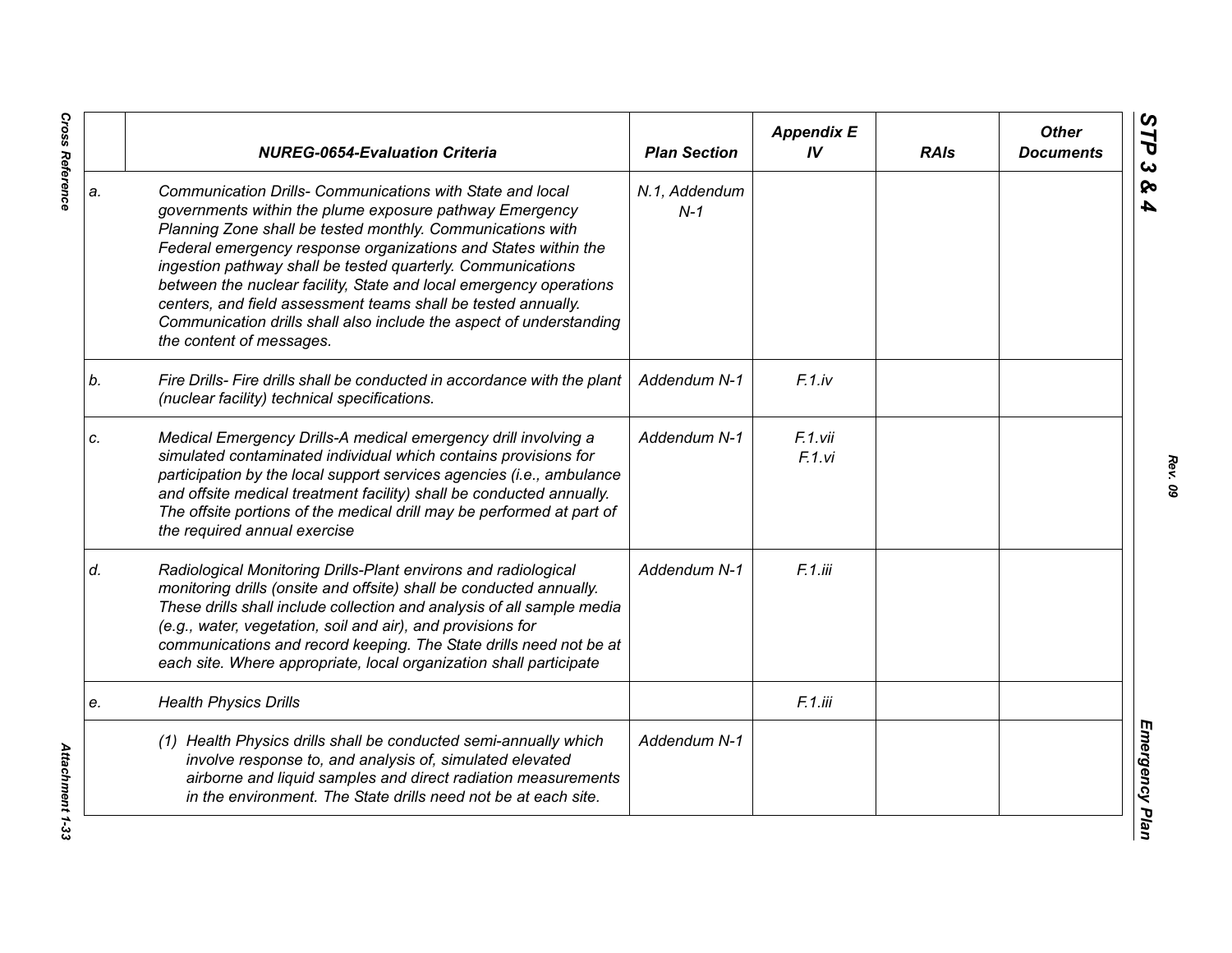| | NUREG-0654-Evaluation Criteria | Plan Section | Appendix E IV | RAIs | Other Documents |
|---|---|---|---|---|---|
| a. | *Communication Drills- Communications with State and local governments within the plume exposure pathway Emergency Planning Zone shall be tested monthly. Communications with Federal emergency response organizations and States within the ingestion pathway shall be tested quarterly. Communications between the nuclear facility, State and local emergency operations centers, and field assessment teams shall be tested annually. Communication drills shall also include the aspect of understanding the content of messages.* | N.1, Addendum N-1 | | | |
| b. | *Fire Drills- Fire drills shall be conducted in accordance with the plant (nuclear facility) technical specifications.* | Addendum N-1 | F.1.iv | | |
| c. | *Medical Emergency Drills-A medical emergency drill involving a simulated contaminated individual which contains provisions for participation by the local support services agencies (i.e., ambulance and offsite medical treatment facility) shall be conducted annually. The offsite portions of the medical drill may be performed at part of the required annual exercise* | Addendum N-1 | F.1.vii F.1.vi | | |
| d. | *Radiological Monitoring Drills-Plant environs and radiological monitoring drills (onsite and offsite) shall be conducted annually. These drills shall include collection and analysis of all sample media (e.g., water, vegetation, soil and air), and provisions for communications and record keeping. The State drills need not be at each site. Where appropriate, local organization shall participate* | Addendum N-1 | F.1.iii | | |
| e. | *Health Physics Drills* | | F.1.iii | | |
| | *(1) Health Physics drills shall be conducted semi-annually which involve response to, and analysis of, simulated elevated airborne and liquid samples and direct radiation measurements in the environment. The State drills need not be at each site.* | Addendum N-1 | | | |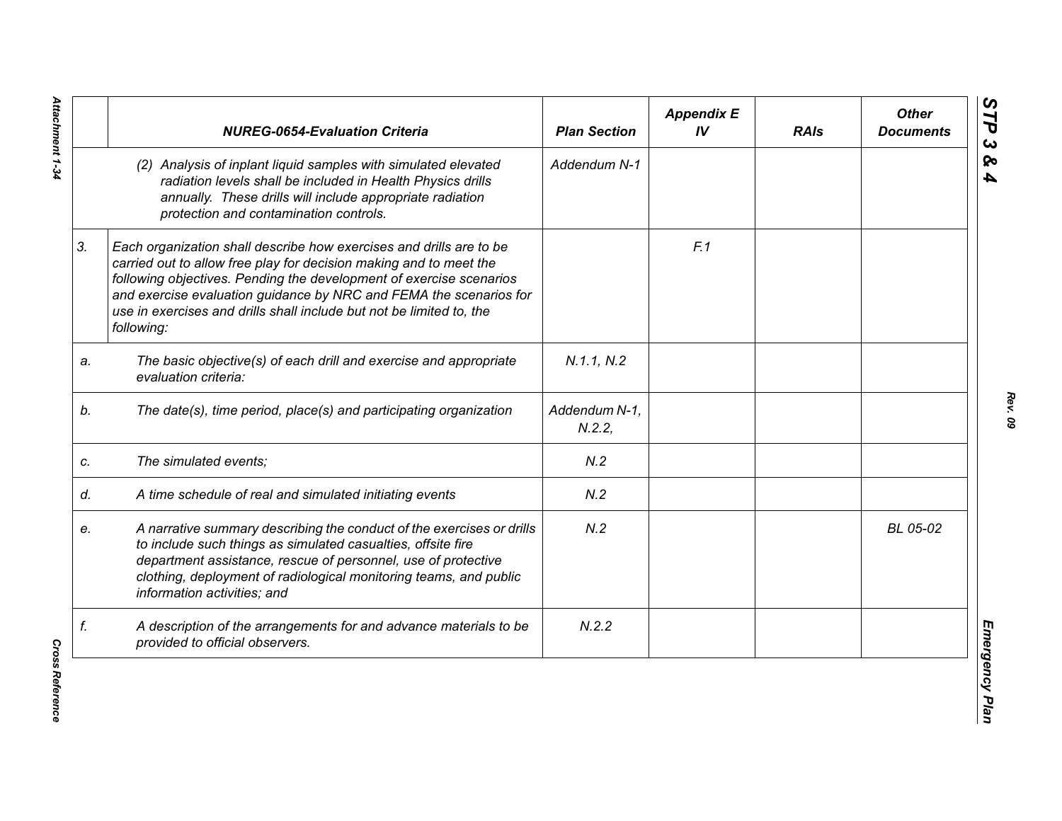| | NUREG-0654-Evaluation Criteria | Plan Section | Appendix E IV | RAIs | Other Documents |
|---|---|---|---|---|---|
| | (2) Analysis of inplant liquid samples with simulated elevated radiation levels shall be included in Health Physics drills annually. These drills will include appropriate radiation protection and contamination controls. | Addendum N-1 | | | |
| 3. | Each organization shall describe how exercises and drills are to be carried out to allow free play for decision making and to meet the following objectives. Pending the development of exercise scenarios and exercise evaluation guidance by NRC and FEMA the scenarios for use in exercises and drills shall include but not be limited to, the following: | | F.1 | | |
| a. | The basic objective(s) of each drill and exercise and appropriate evaluation criteria: | N.1.1, N.2 | | | |
| b. | The date(s), time period, place(s) and participating organization | Addendum N-1, N.2.2, | | | |
| c. | The simulated events; | N.2 | | | |
| d. | A time schedule of real and simulated initiating events | N.2 | | | |
| e. | A narrative summary describing the conduct of the exercises or drills to include such things as simulated casualties, offsite fire department assistance, rescue of personnel, use of protective clothing, deployment of radiological monitoring teams, and public information activities; and | N.2 | | | BL 05-02 |
| f. | A description of the arrangements for and advance materials to be provided to official observers. | N.2.2 | | | |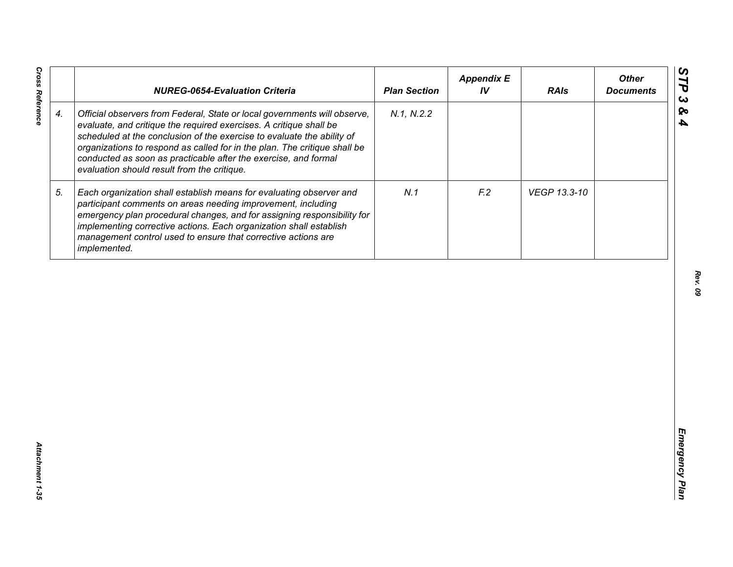| | NUREG-0654-Evaluation Criteria | Plan Section | Appendix E IV | RAIs | Other Documents |
|---|---|---|---|---|---|
| 4. | *Official observers from Federal, State or local governments will observe, evaluate, and critique the required exercises. A critique shall be scheduled at the conclusion of the exercise to evaluate the ability of organizations to respond as called for in the plan. The critique shall be conducted as soon as practicable after the exercise, and formal evaluation should result from the critique.* | N.1, N.2.2 | | | |
| 5. | *Each organization shall establish means for evaluating observer and participant comments on areas needing improvement, including emergency plan procedural changes, and for assigning responsibility for implementing corrective actions. Each organization shall establish management control used to ensure that corrective actions are implemented.* | N.1 | F.2 | VEGP 13.3-10 | |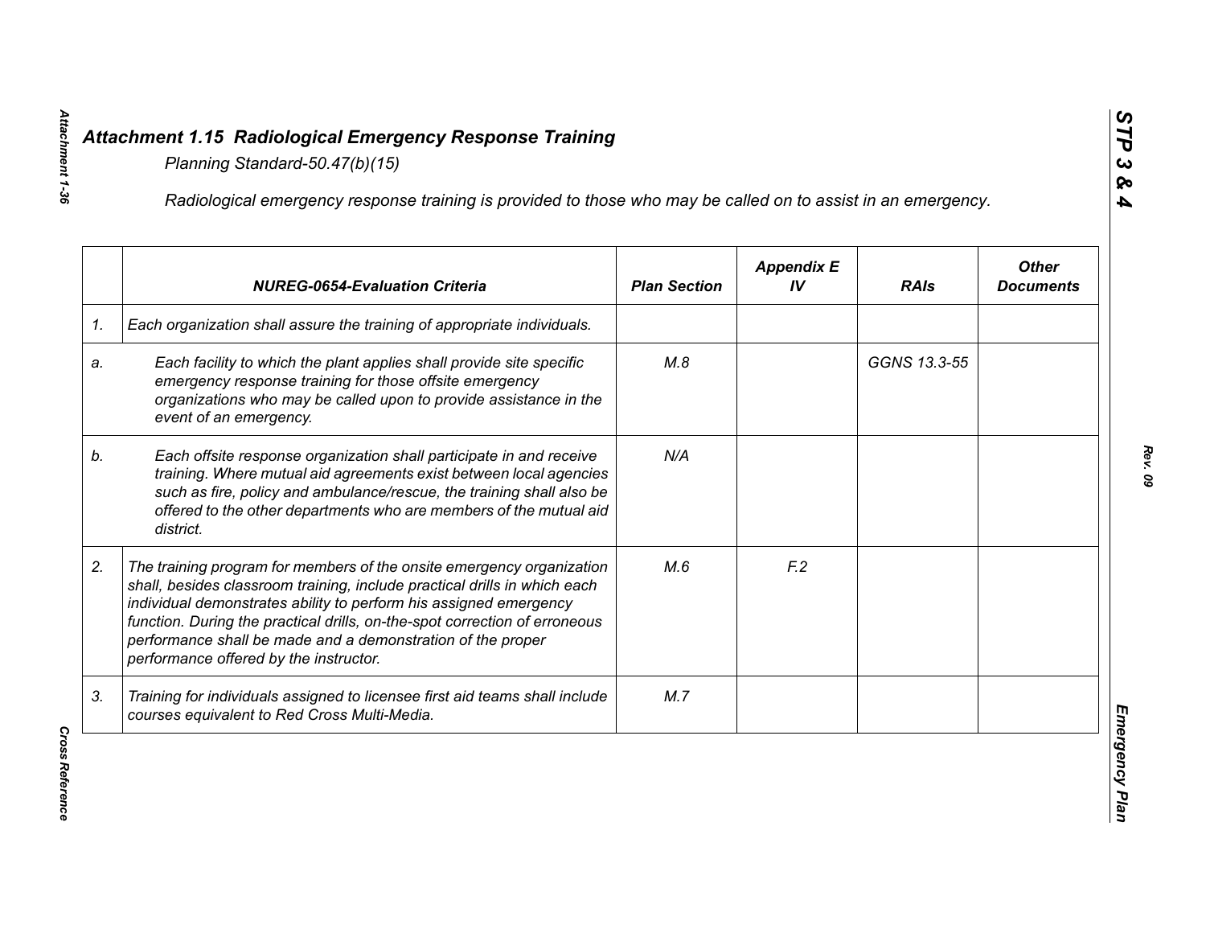## *Attachment 1.15 Radiological Emergency Response Training*

*Planning Standard-50.47(b)(15)*

*Radiological emergency response training is provided to those who may be called on to assist in an emergency.*

| | *NUREG-0654-Evaluation Criteria* | *Plan Section* | *Appendix E IV* | *RAIs* | *Other Documents* |
|---|---|---|---|---|---|
| *1.* | *Each organization shall assure the training of appropriate individuals.* | | | | |
| *a.* | *Each facility to which the plant applies shall provide site specific emergency response training for those offsite emergency organizations who may be called upon to provide assistance in the event of an emergency.* | *M.8* | | *GGNS 13.3-55* | |
| *b.* | *Each offsite response organization shall participate in and receive training. Where mutual aid agreements exist between local agencies such as fire, policy and ambulance/rescue, the training shall also be offered to the other departments who are members of the mutual aid district.* | *N/A* | | | |
| *2.* | *The training program for members of the onsite emergency organization shall, besides classroom training, include practical drills in which each individual demonstrates ability to perform his assigned emergency function. During the practical drills, on-the-spot correction of erroneous performance shall be made and a demonstration of the proper performance offered by the instructor.* | *M.6* | *F.2* | | |
| *3.* | *Training for individuals assigned to licensee first aid teams shall include courses equivalent to Red Cross Multi-Media.* | *M.7* | | | |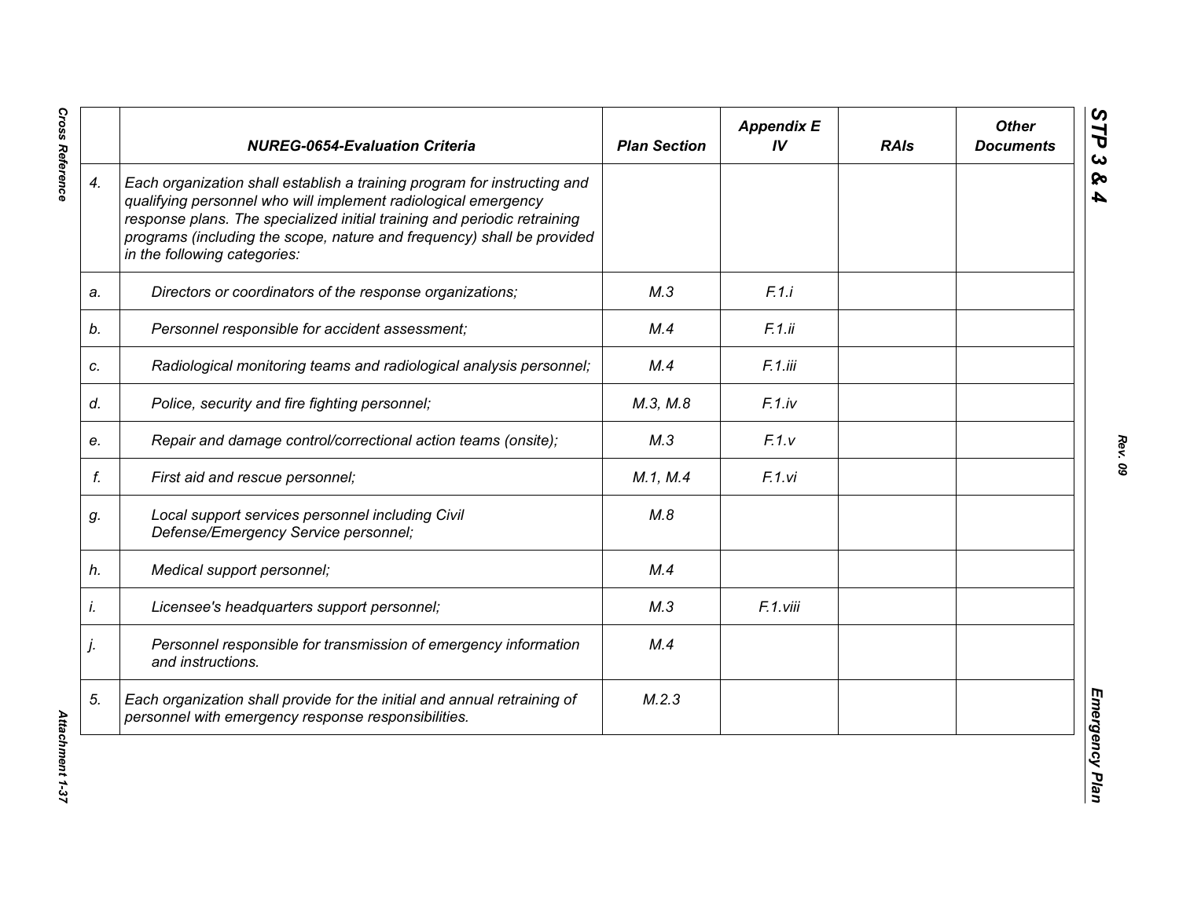|  | *NUREG-0654-Evaluation Criteria* | *Plan Section* | *Appendix E IV* | *RAIs* | *Other Documents* |
|---|---|---|---|---|---|
| *4.* | *Each organization shall establish a training program for instructing and qualifying personnel who will implement radiological emergency response plans. The specialized initial training and periodic retraining programs (including the scope, nature and frequency) shall be provided in the following categories:* |  |  |  |  |
| *a.* | *Directors or coordinators of the response organizations;* | *M.3* | *F.1.i* |  |  |
| *b.* | *Personnel responsible for accident assessment;* | *M.4* | *F.1.ii* |  |  |
| *c.* | *Radiological monitoring teams and radiological analysis personnel;* | *M.4* | *F.1.iii* |  |  |
| *d.* | *Police, security and fire fighting personnel;* | *M.3, M.8* | *F.1.iv* |  |  |
| *e.* | *Repair and damage control/correctional action teams (onsite);* | *M.3* | *F.1.v* |  |  |
| *f.* | *First aid and rescue personnel;* | *M.1, M.4* | *F.1.vi* |  |  |
| *g.* | *Local support services personnel including Civil Defense/Emergency Service personnel;* | *M.8* |  |  |  |
| *h.* | *Medical support personnel;* | *M.4* |  |  |  |
| *i.* | *Licensee's headquarters support personnel;* | *M.3* | *F.1.viii* |  |  |
| *j.* | *Personnel responsible for transmission of emergency information and instructions.* | *M.4* |  |  |  |
| *5.* | *Each organization shall provide for the initial and annual retraining of personnel with emergency response responsibilities.* | *M.2.3* |  |  |  |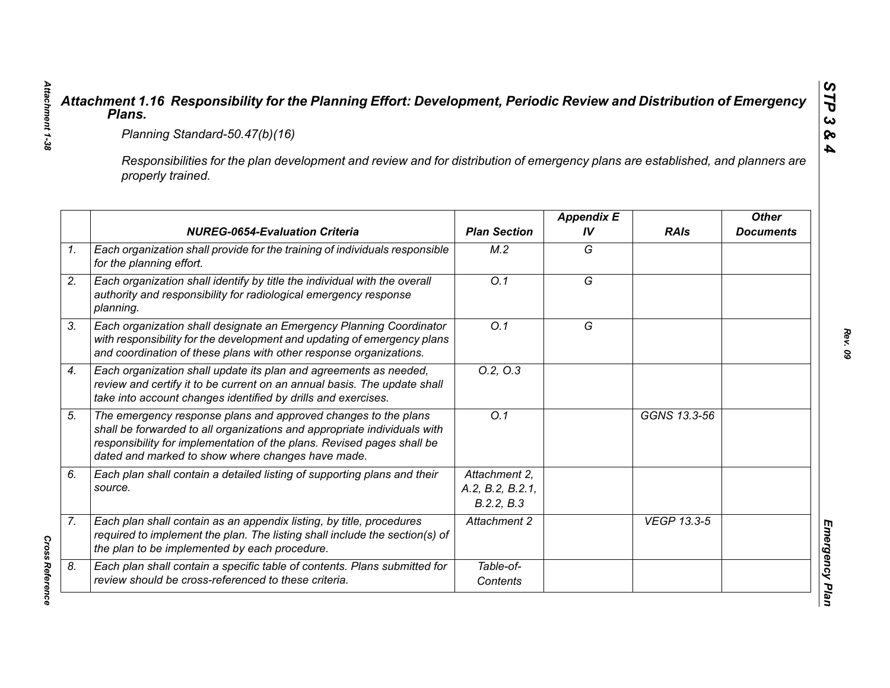# *Attachment 1.16 Responsibility for the Planning Effort: Development, Periodic Review and Distribution of Emergency Plans.*

*Planning Standard-50.47(b)(16)*

*Responsibilities for the plan development and review and for distribution of emergency plans are established, and planners are properly trained.*

| | *NUREG-0654-Evaluation Criteria* | *Plan Section* | *Appendix E IV* | *RAIs* | *Other Documents* |
|---|---|---|---|---|---|
| *1.* | *Each organization shall provide for the training of individuals responsible for the planning effort.* | *M.2* | *G* | | |
| *2.* | *Each organization shall identify by title the individual with the overall authority and responsibility for radiological emergency response planning.* | *O.1* | *G* | | |
| *3.* | *Each organization shall designate an Emergency Planning Coordinator with responsibility for the development and updating of emergency plans and coordination of these plans with other response organizations.* | *O.1* | *G* | | |
| *4.* | *Each organization shall update its plan and agreements as needed, review and certify it to be current on an annual basis. The update shall take into account changes identified by drills and exercises.* | *O.2, O.3* | | | |
| *5.* | *The emergency response plans and approved changes to the plans shall be forwarded to all organizations and appropriate individuals with responsibility for implementation of the plans. Revised pages shall be dated and marked to show where changes have made.* | *O.1* | | *GGNS 13.3-56* | |
| *6.* | *Each plan shall contain a detailed listing of supporting plans and their source.* | *Attachment 2, A.2, B.2, B.2.1, B.2.2, B.3* | | | |
| *7.* | *Each plan shall contain as an appendix listing, by title, procedures required to implement the plan. The listing shall include the section(s) of the plan to be implemented by each procedure.* | *Attachment 2* | | *VEGP 13.3-5* | |
| *8.* | *Each plan shall contain a specific table of contents. Plans submitted for review should be cross-referenced to these criteria.* | *Table-of-Contents* | | | |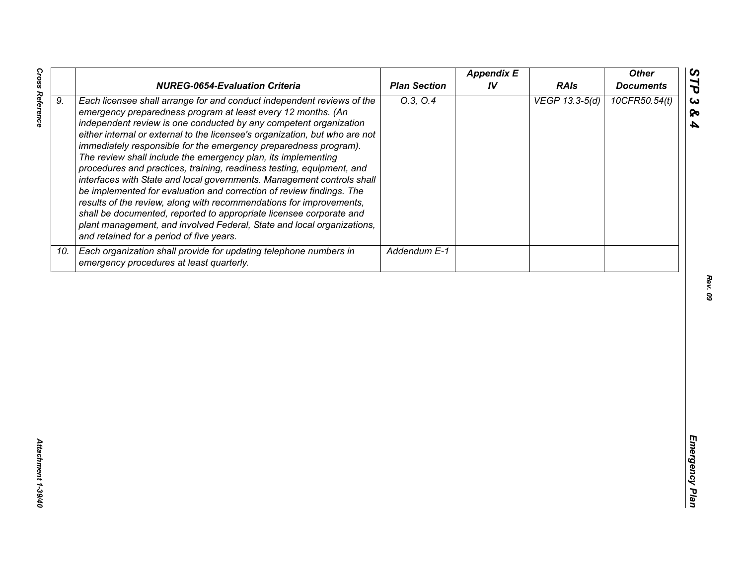| | NUREG-0654-Evaluation Criteria | Plan Section | Appendix E IV | RAIs | Other Documents |
|---|---|---|---|---|---|
| 9. | *Each licensee shall arrange for and conduct independent reviews of the emergency preparedness program at least every 12 months. (An independent review is one conducted by any competent organization either internal or external to the licensee's organization, but who are not immediately responsible for the emergency preparedness program). The review shall include the emergency plan, its implementing procedures and practices, training, readiness testing, equipment, and interfaces with State and local governments. Management controls shall be implemented for evaluation and correction of review findings. The results of the review, along with recommendations for improvements, shall be documented, reported to appropriate licensee corporate and plant management, and involved Federal, State and local organizations, and retained for a period of five years.* | O.3, O.4 | | VEGP 13.3-5(d) | 10CFR50.54(t) |
| 10. | *Each organization shall provide for updating telephone numbers in emergency procedures at least quarterly.* | Addendum E-1 | | | |